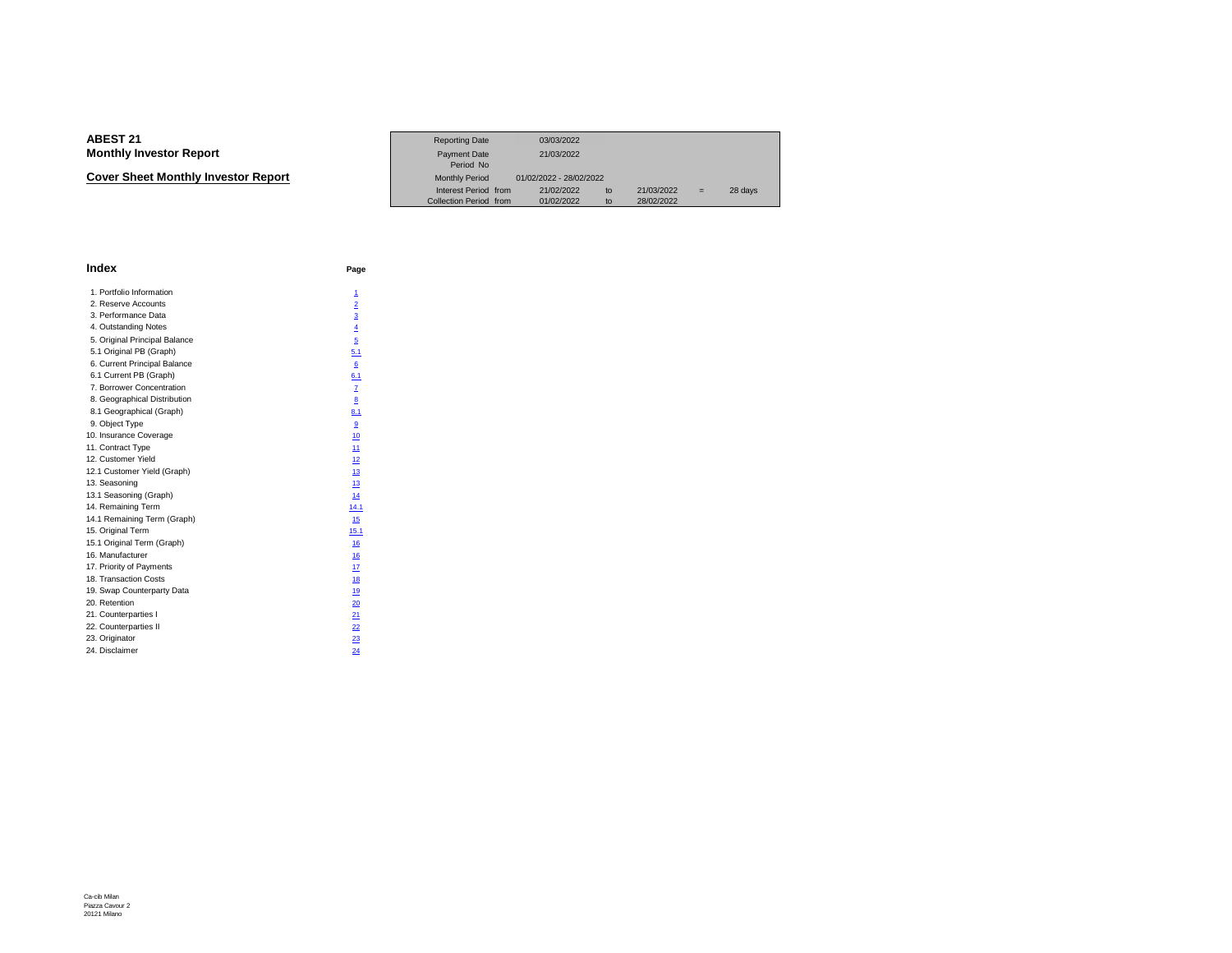# ABEST 21
## Monthly Investor Report

### Cover Sheet Monthly Investor Report

| | | | | | |
|---|---|---|---|---|---|
| Reporting Date | 03/03/2022 | | | | |
| Payment Date | 21/03/2022 | | | | |
| Period No | | | | | |
| Monthly Period | 01/02/2022 - 28/02/2022 | | | | |
| Interest Period from | 21/02/2022 | to | 21/03/2022 | = | 28 days |
| Collection Period from | 01/02/2022 | to | 28/02/2022 | | |

## Index

| | Page |
|---|---|
| 1. Portfolio Information | 1 |
| 2. Reserve Accounts | 2 |
| 3. Performance Data | 3 |
| 4. Outstanding Notes | 4 |
| 5. Original Principal Balance | 5 |
| 5.1 Original PB (Graph) | 5.1 |
| 6. Current Principal Balance | 6 |
| 6.1 Current PB (Graph) | 6.1 |
| 7. Borrower Concentration | 7 |
| 8. Geographical Distribution | 8 |
| 8.1 Geographical (Graph) | 8.1 |
| 9. Object Type | 9 |
| 10. Insurance Coverage | 10 |
| 11. Contract Type | 11 |
| 12. Customer Yield | 12 |
| 12.1 Customer Yield (Graph) | 13 |
| 13. Seasoning | 13 |
| 13.1 Seasoning (Graph) | 14 |
| 14. Remaining Term | 14.1 |
| 14.1 Remaining Term (Graph) | 15 |
| 15. Original Term | 15.1 |
| 15.1 Original Term (Graph) | 16 |
| 16. Manufacturer | 16 |
| 17. Priority of Payments | 17 |
| 18. Transaction Costs | 18 |
| 19. Swap Counterparty Data | 19 |
| 20. Retention | 20 |
| 21. Counterparties I | 21 |
| 22. Counterparties II | 22 |
| 23. Originator | 23 |
| 24. Disclaimer | 24 |

Ca-cib Milan
Piazza Cavour 2
20121 Milano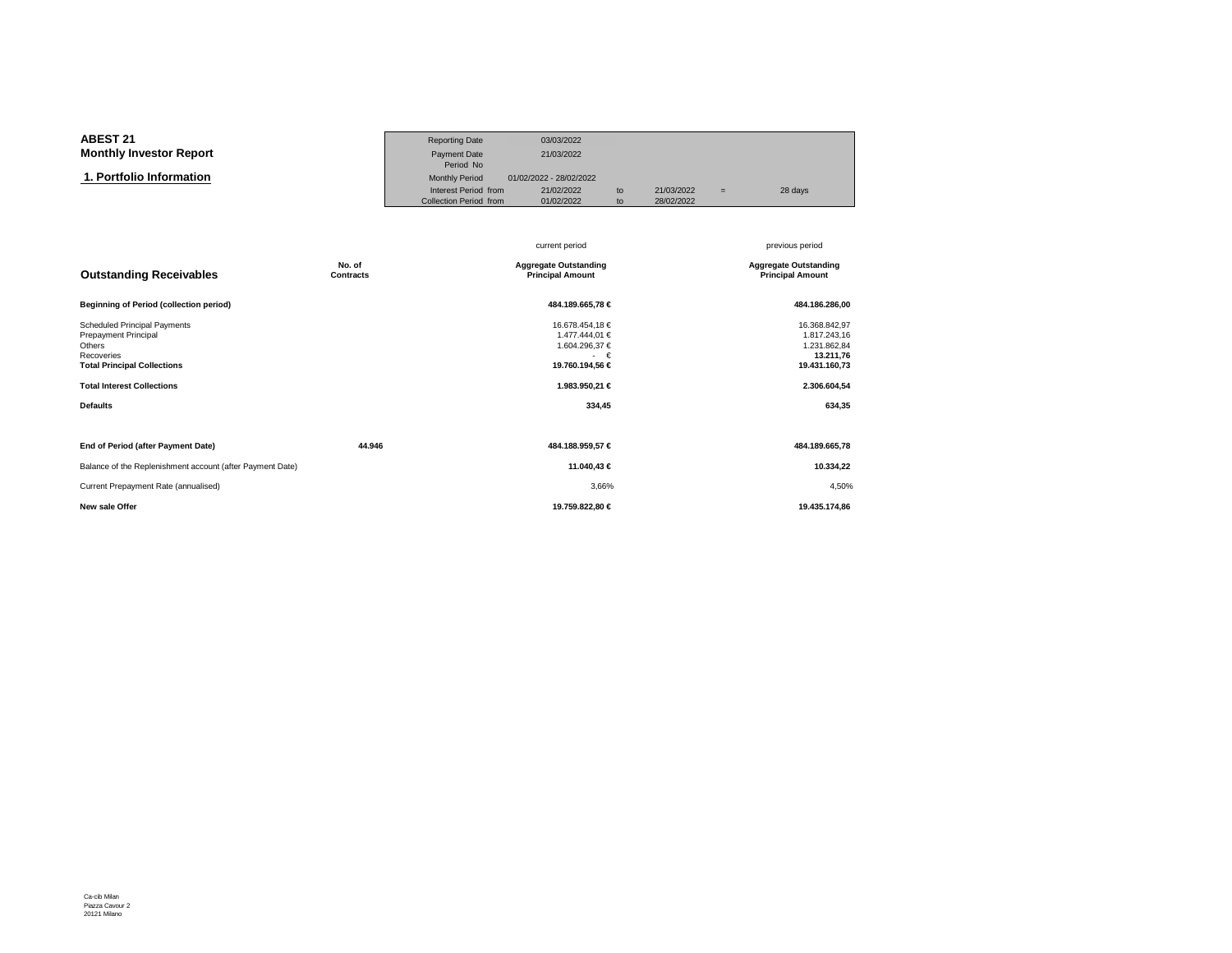**ABEST 21**
**Monthly Investor Report**

## 1. Portfolio Information

| | | | | | |
|---|---|---|---|---|---|
| Reporting Date | 03/03/2022 | | | | |
| Payment Date | 21/03/2022 | | | | |
| Period No | | | | | |
| Monthly Period | 01/02/2022 - 28/02/2022 | | | | |
| Interest Period from | 21/02/2022 | to | 21/03/2022 | = | 28 days |
| Collection Period from | 01/02/2022 | to | 28/02/2022 | | |

| | | current period | previous period |
|---|---|---|---|
| **Outstanding Receivables** | **No. of Contracts** | **Aggregate Outstanding Principal Amount** | **Aggregate Outstanding Principal Amount** |
| **Beginning of Period (collection period)** | | **484.189.665,78 €** | **484.186.286,00** |
| Scheduled Principal Payments | | 16.678.454,18 € | 16.368.842,97 |
| Prepayment Principal | | 1.477.444,01 € | 1.817.243,16 |
| Others | | 1.604.296,37 € | 1.231.862,84 |
| Recoveries | | - € | **13.211,76** |
| **Total Principal Collections** | | **19.760.194,56 €** | **19.431.160,73** |
| **Total Interest Collections** | | **1.983.950,21 €** | **2.306.604,54** |
| **Defaults** | | **334,45** | **634,35** |
| **End of Period (after Payment Date)** | **44.946** | **484.188.959,57 €** | **484.189.665,78** |
| Balance of the Replenishment account (after Payment Date) | | **11.040,43 €** | **10.334,22** |
| Current Prepayment Rate (annualised) | | 3,66% | 4,50% |
| **New sale Offer** | | **19.759.822,80 €** | **19.435.174,86** |

Ca-cib Milan
Piazza Cavour 2
20121 Milano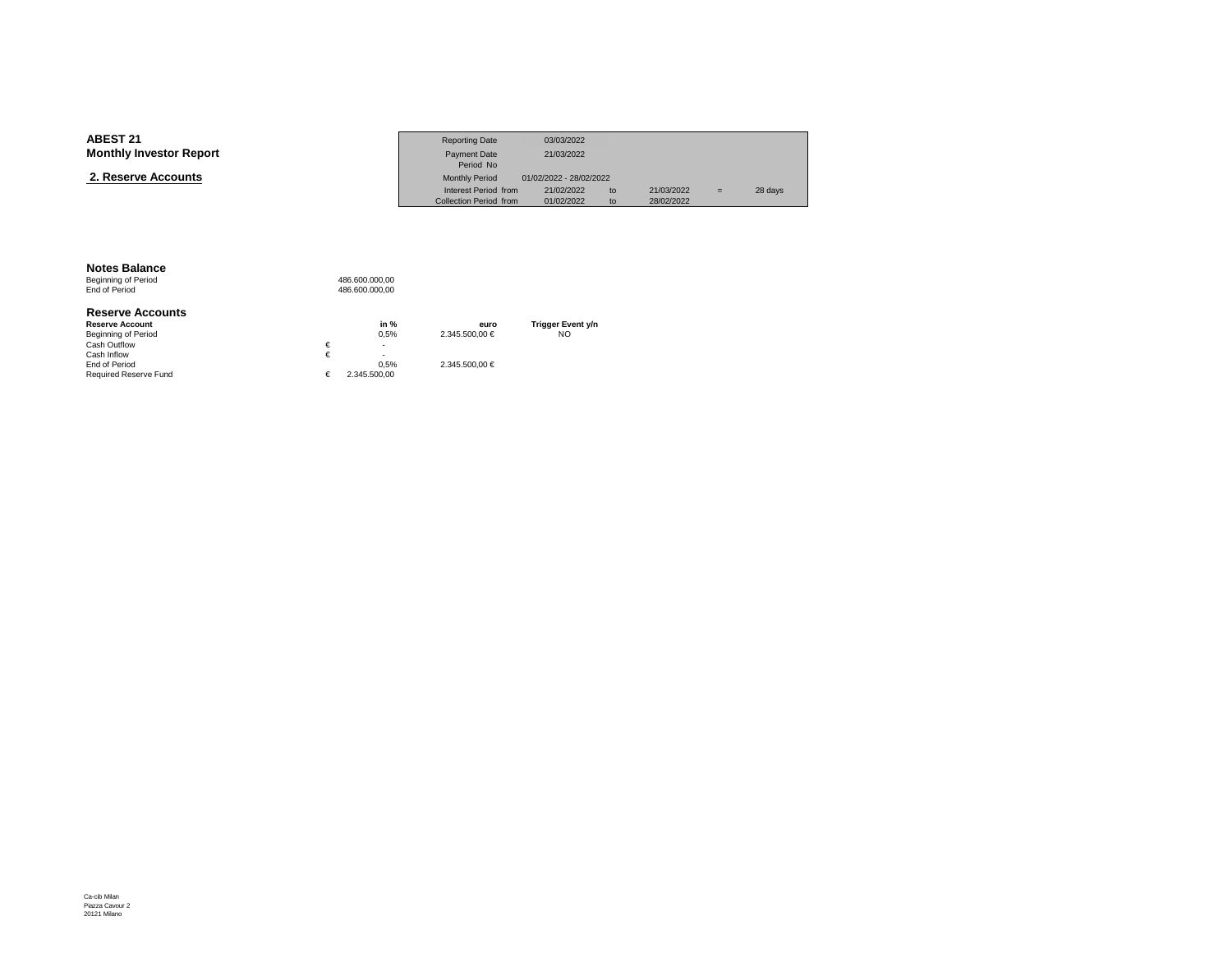**ABEST 21**
**Monthly Investor Report**

## 2. Reserve Accounts

| | | | | | | |
|---|---|---|---|---|---|---|
| Reporting Date | 03/03/2022 | | | | | |
| Payment Date | 21/03/2022 | | | | | |
| Period No | | | | | | |
| Monthly Period | 01/02/2022 - 28/02/2022 | | | | | |
| Interest Period from | 21/02/2022 | to | 21/03/2022 | = | 28 days | |
| Collection Period from | 01/02/2022 | to | 28/02/2022 | | | |

### Notes Balance

| | |
|---|---|
| Beginning of Period | 486.600.000,00 |
| End of Period | 486.600.000,00 |

### Reserve Accounts

| Reserve Account | | in % | euro | Trigger Event y/n |
|---|---|---|---|---|
| Beginning of Period | | 0,5% | 2.345.500,00 € | NO |
| Cash Outflow | € | - | | |
| Cash Inflow | € | - | | |
| End of Period | | 0,5% | 2.345.500,00 € | |
| Required Reserve Fund | € | 2.345.500,00 | | |

Ca-cib Milan
Piazza Cavour 2
20121 Milano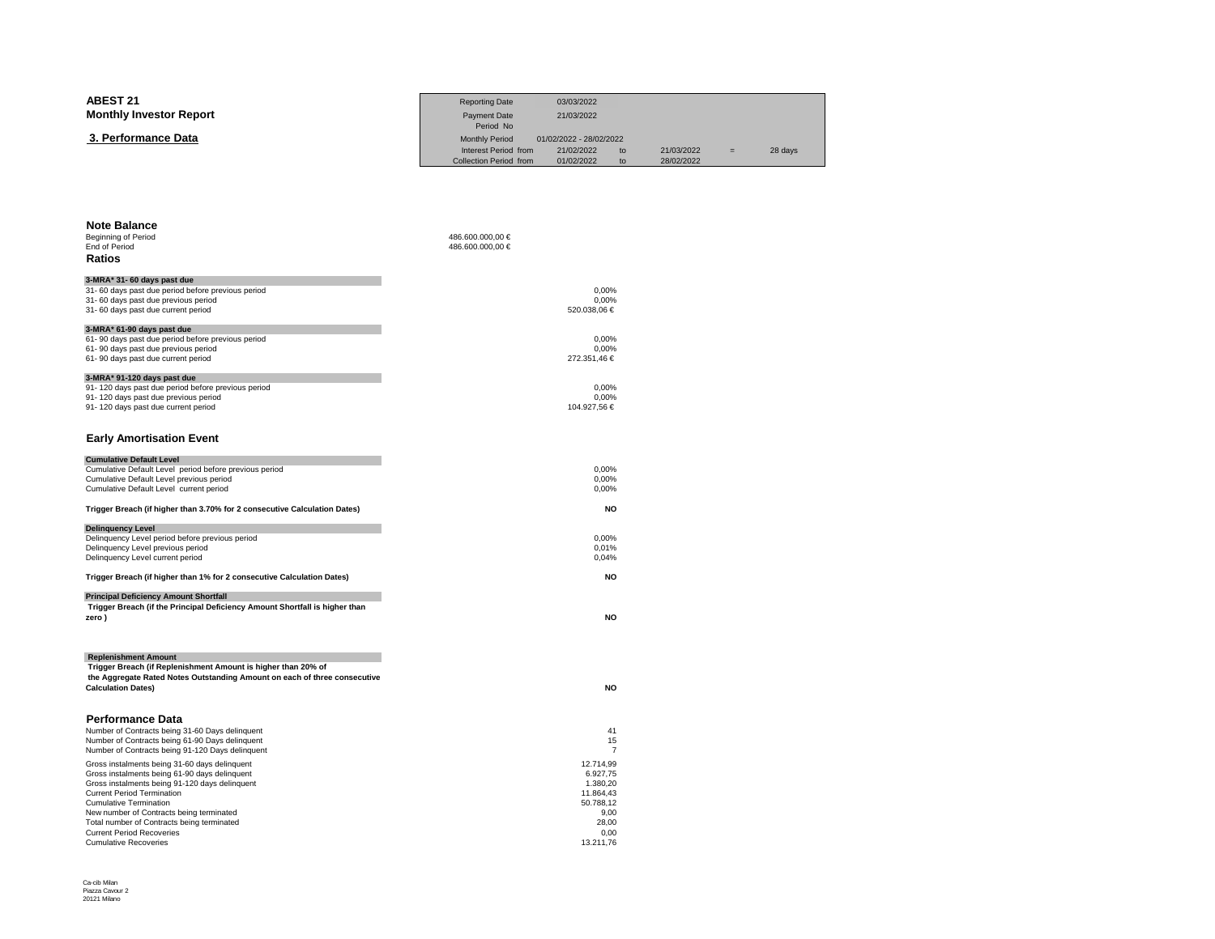**ABEST 21**
**Monthly Investor Report**

### 3. Performance Data

| | | | | | | |
|---|---|---|---|---|---|---|
| Reporting Date | 03/03/2022 | | | | | |
| Payment Date | 21/03/2022 | | | | | |
| Period No | | | | | | |
| Monthly Period | 01/02/2022 - 28/02/2022 | | | | | |
| Interest Period from | 21/02/2022 | to | 21/03/2022 | = | 28 days | |
| Collection Period from | 01/02/2022 | to | 28/02/2022 | | | |

## Note Balance

| | |
|---|---|
| Beginning of Period | 486.600.000,00 € |
| End of Period | 486.600.000,00 € |

## Ratios

| **3-MRA* 31- 60 days past due** | |
|---|---|
| 31- 60 days past due period before previous period | 0,00% |
| 31- 60 days past due previous period | 0,00% |
| 31- 60 days past due current period | 520.038,06 € |

| **3-MRA* 61-90 days past due** | |
|---|---|
| 61- 90 days past due period before previous period | 0,00% |
| 61- 90 days past due previous period | 0,00% |
| 61- 90 days past due current period | 272.351,46 € |

| **3-MRA* 91-120 days past due** | |
|---|---|
| 91- 120 days past due period before previous period | 0,00% |
| 91- 120 days past due previous period | 0,00% |
| 91- 120 days past due current period | 104.927,56 € |

## Early Amortisation Event

| **Cumulative Default Level** | |
|---|---|
| Cumulative Default Level period before previous period | 0,00% |
| Cumulative Default Level previous period | 0,00% |
| Cumulative Default Level current period | 0,00% |
| **Trigger Breach (if higher than 3.70% for 2 consecutive Calculation Dates)** | **NO** |

| **Delinquency Level** | |
|---|---|
| Delinquency Level period before previous period | 0,00% |
| Delinquency Level previous period | 0,01% |
| Delinquency Level current period | 0,04% |
| **Trigger Breach (if higher than 1% for 2 consecutive Calculation Dates)** | **NO** |

| **Principal Deficiency Amount Shortfall** | |
|---|---|
| **Trigger Breach (if the Principal Deficiency Amount Shortfall is higher than zero )** | **NO** |

| **Replenishment Amount** | |
|---|---|
| **Trigger Breach (if Replenishment Amount is higher than 20% of the Aggregate Rated Notes Outstanding Amount on each of three consecutive Calculation Dates)** | **NO** |

## Performance Data

| | |
|---|---|
| Number of Contracts being 31-60 Days delinquent | 41 |
| Number of Contracts being 61-90 Days delinquent | 15 |
| Number of Contracts being 91-120 Days delinquent | 7 |
| Gross instalments being 31-60 days delinquent | 12.714,99 |
| Gross instalments being 61-90 days delinquent | 6.927,75 |
| Gross instalments being 91-120 days delinquent | 1.380,20 |
| Current Period Termination | 11.864,43 |
| Cumulative Termination | 50.788,12 |
| New number of Contracts being terminated | 9,00 |
| Total number of Contracts being terminated | 28,00 |
| Current Period Recoveries | 0,00 |
| Cumulative Recoveries | 13.211,76 |

Ca-cib Milan
Piazza Cavour 2
20121 Milano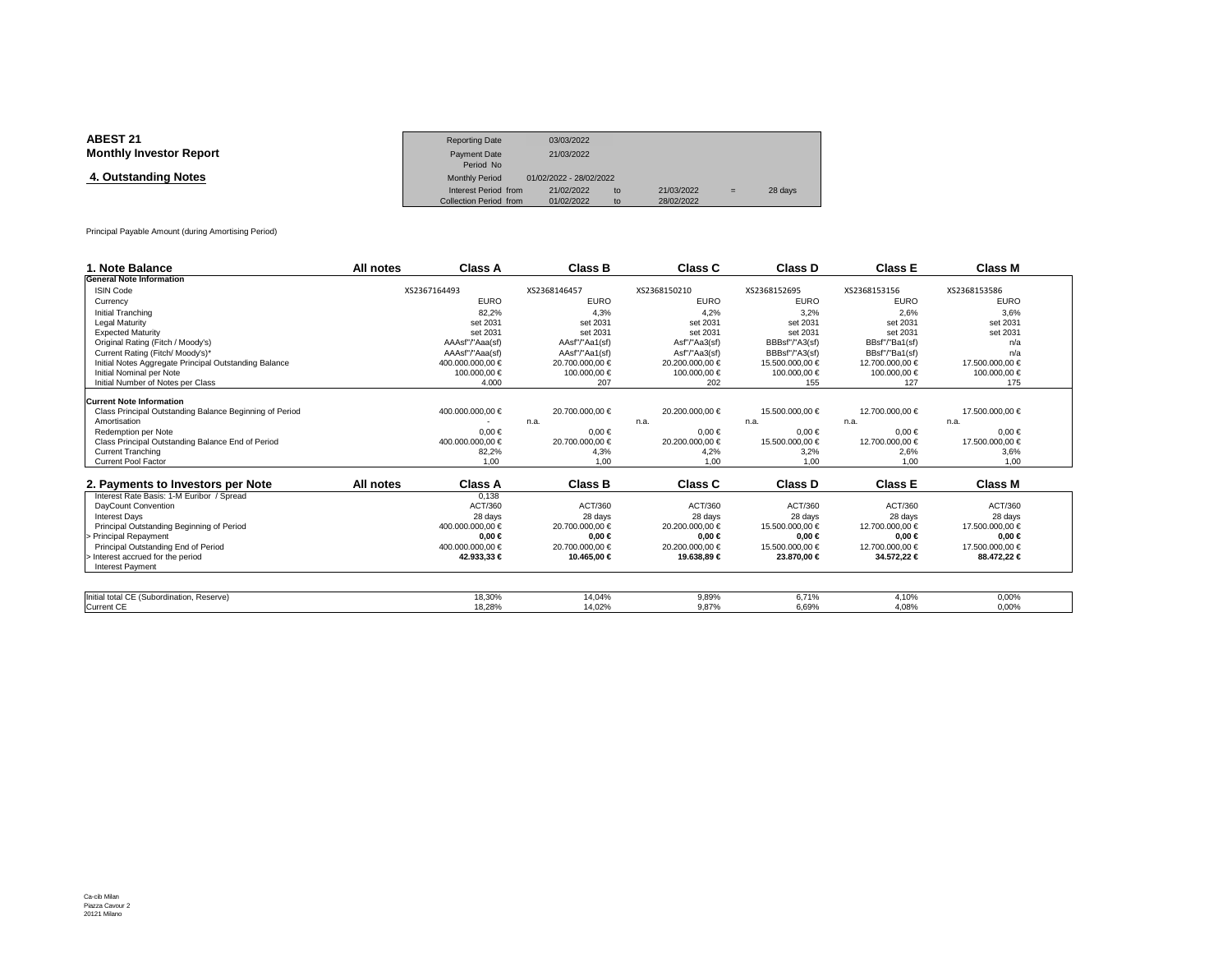**ABEST 21**
**Monthly Investor Report**

**4. Outstanding Notes**

| | | | | | | |
|---|---|---|---|---|---|---|
| Reporting Date | 03/03/2022 | | | | | |
| Payment Date | 21/03/2022 | | | | | |
| Period No | | | | | | |
| Monthly Period | 01/02/2022 - 28/02/2022 | | | | | |
| Interest Period from | 21/02/2022 | to | 21/03/2022 | = | 28 days | |
| Collection Period from | 01/02/2022 | to | 28/02/2022 | | | |

Principal Payable Amount (during Amortising Period)

| 1. Note Balance | All notes | Class A | Class B | Class C | Class D | Class E | Class M |
|---|---|---|---|---|---|---|---|
| **General Note Information** | | | | | | | |
| ISIN Code | | XS2367164493 | XS2368146457 | XS2368150210 | XS2368152695 | XS2368153156 | XS2368153586 |
| Currency | | EURO | EURO | EURO | EURO | EURO | EURO |
| Initial Tranching | | 82,2% | 4,3% | 4,2% | 3,2% | 2,6% | 3,6% |
| Legal Maturity | | set 2031 | set 2031 | set 2031 | set 2031 | set 2031 | set 2031 |
| Expected Maturity | | set 2031 | set 2031 | set 2031 | set 2031 | set 2031 | set 2031 |
| Original Rating (Fitch / Moody's) | | AAAsf"/"Aaa(sf) | AAsf"/"Aa1(sf) | Asf"/"Aa3(sf) | BBBsf"/"A3(sf) | BBsf"/"Ba1(sf) | n/a |
| Current Rating (Fitch/ Moody's)* | | AAAsf"/"Aaa(sf) | AAsf"/"Aa1(sf) | Asf"/"Aa3(sf) | BBBsf"/"A3(sf) | BBsf"/"Ba1(sf) | n/a |
| Initial Notes Aggregate Principal Outstanding Balance | | 400.000.000,00 € | 20.700.000,00 € | 20.200.000,00 € | 15.500.000,00 € | 12.700.000,00 € | 17.500.000,00 € |
| Initial Nominal per Note | | 100.000,00 € | 100.000,00 € | 100.000,00 € | 100.000,00 € | 100.000,00 € | 100.000,00 € |
| Initial Number of Notes per Class | | 4.000 | 207 | 202 | 155 | 127 | 175 |
| **Current Note Information** | | | | | | | |
| Class Principal Outstanding Balance Beginning of Period | | 400.000.000,00 € | 20.700.000,00 € | 20.200.000,00 € | 15.500.000,00 € | 12.700.000,00 € | 17.500.000,00 € |
| Amortisation | | - | n.a. | n.a. | n.a. | n.a. | n.a. |
| Redemption per Note | | 0,00 € | 0,00 € | 0,00 € | 0,00 € | 0,00 € | 0,00 € |
| Class Principal Outstanding Balance End of Period | | 400.000.000,00 € | 20.700.000,00 € | 20.200.000,00 € | 15.500.000,00 € | 12.700.000,00 € | 17.500.000,00 € |
| Current Tranching | | 82,2% | 4,3% | 4,2% | 3,2% | 2,6% | 3,6% |
| Current Pool Factor | | 1,00 | 1,00 | 1,00 | 1,00 | 1,00 | 1,00 |

| 2. Payments to Investors per Note | All notes | Class A | Class B | Class C | Class D | Class E | Class M |
|---|---|---|---|---|---|---|---|
| Interest Rate Basis: 1-M Euribor / Spread | | 0,138 | | | | | |
| DayCount Convention | | ACT/360 | ACT/360 | ACT/360 | ACT/360 | ACT/360 | ACT/360 |
| Interest Days | | 28 days | 28 days | 28 days | 28 days | 28 days | 28 days |
| Principal Outstanding Beginning of Period | | 400.000.000,00 € | 20.700.000,00 € | 20.200.000,00 € | 15.500.000,00 € | 12.700.000,00 € | 17.500.000,00 € |
| > Principal Repayment | | **0,00 €** | **0,00 €** | **0,00 €** | **0,00 €** | **0,00 €** | **0,00 €** |
| Principal Outstanding End of Period | | 400.000.000,00 € | 20.700.000,00 € | 20.200.000,00 € | 15.500.000,00 € | 12.700.000,00 € | 17.500.000,00 € |
| > Interest accrued for the period | | **42.933,33 €** | **10.465,00 €** | **19.638,89 €** | **23.870,00 €** | **34.572,22 €** | **88.472,22 €** |
| Interest Payment | | | | | | | |

| | | Class A | Class B | Class C | Class D | Class E | Class M |
|---|---|---|---|---|---|---|---|
| Initial total CE (Subordination, Reserve) | | 18,30% | 14,04% | 9,89% | 6,71% | 4,10% | 0,00% |
| Current CE | | 18,28% | 14,02% | 9,87% | 6,69% | 4,08% | 0,00% |

Ca-cib Milan
Piazza Cavour 2
20121 Milano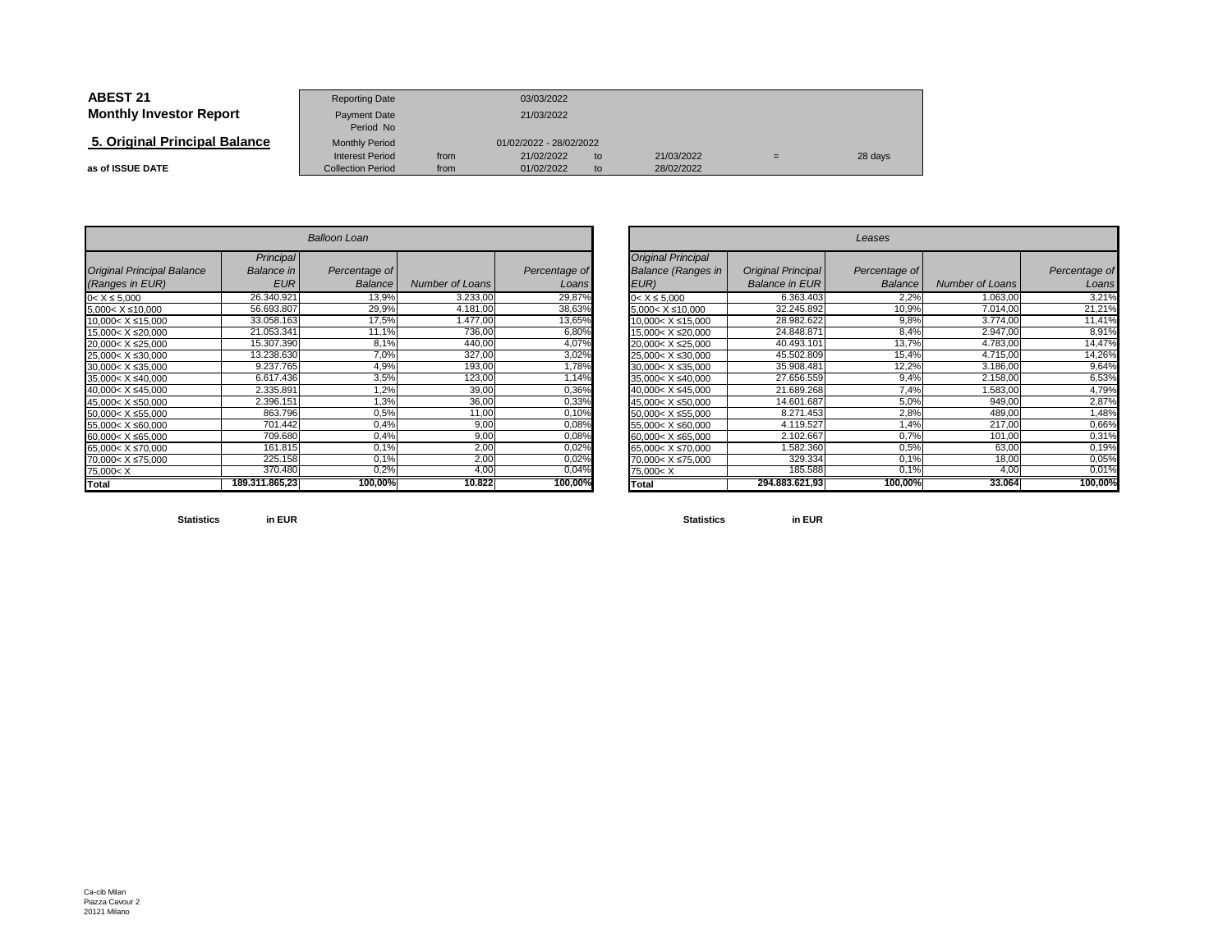# ABEST 21

## Monthly Investor Report

### 5. Original Principal Balance

**as of ISSUE DATE**

| | | | | | | |
|---|---|---|---|---|---|---|
| Reporting Date | | 03/03/2022 | | | | |
| Payment Date | | 21/03/2022 | | | | |
| Period No | | | | | | |
| Monthly Period | | 01/02/2022 - 28/02/2022 | | | | |
| Interest Period | from | 21/02/2022 | to | 21/03/2022 | = | 28 days |
| Collection Period | from | 01/02/2022 | to | 28/02/2022 | | |

| *Balloon Loan* | | | | |
|---|---|---|---|---|
| *Original Principal Balance (Ranges in EUR)* | *Principal Balance in EUR* | *Percentage of Balance* | *Number of Loans* | *Percentage of Loans* |
| 0< X ≤ 5,000 | 26.340.921 | 13,9% | 3.233,00 | 29,87% |
| 5,000< X ≤10,000 | 56.693.807 | 29,9% | 4.181,00 | 38,63% |
| 10,000< X ≤15,000 | 33.058.163 | 17,5% | 1.477,00 | 13,65% |
| 15,000< X ≤20,000 | 21.053.341 | 11,1% | 736,00 | 6,80% |
| 20,000< X ≤25,000 | 15.307.390 | 8,1% | 440,00 | 4,07% |
| 25,000< X ≤30,000 | 13.238.630 | 7,0% | 327,00 | 3,02% |
| 30,000< X ≤35,000 | 9.237.765 | 4,9% | 193,00 | 1,78% |
| 35,000< X ≤40,000 | 6.617.436 | 3,5% | 123,00 | 1,14% |
| 40,000< X ≤45,000 | 2.335.891 | 1,2% | 39,00 | 0,36% |
| 45,000< X ≤50,000 | 2.396.151 | 1,3% | 36,00 | 0,33% |
| 50,000< X ≤55,000 | 863.796 | 0,5% | 11,00 | 0,10% |
| 55,000< X ≤60,000 | 701.442 | 0,4% | 9,00 | 0,08% |
| 60,000< X ≤65,000 | 709.680 | 0,4% | 9,00 | 0,08% |
| 65,000< X ≤70,000 | 161.815 | 0,1% | 2,00 | 0,02% |
| 70,000< X ≤75,000 | 225.158 | 0,1% | 2,00 | 0,02% |
| 75,000< X | 370.480 | 0,2% | 4,00 | 0,04% |
| **Total** | **189.311.865,23** | **100,00%** | **10.822** | **100,00%** |

**Statistics** **in EUR**

| *Leases* | | | | |
|---|---|---|---|---|
| *Original Principal Balance (Ranges in EUR)* | *Original Principal Balance in EUR* | *Percentage of Balance* | *Number of Loans* | *Percentage of Loans* |
| 0< X ≤ 5,000 | 6.363.403 | 2,2% | 1.063,00 | 3,21% |
| 5,000< X ≤10,000 | 32.245.892 | 10,9% | 7.014,00 | 21,21% |
| 10,000< X ≤15,000 | 28.982.622 | 9,8% | 3.774,00 | 11,41% |
| 15,000< X ≤20,000 | 24.848.871 | 8,4% | 2.947,00 | 8,91% |
| 20,000< X ≤25,000 | 40.493.101 | 13,7% | 4.783,00 | 14,47% |
| 25,000< X ≤30,000 | 45.502.809 | 15,4% | 4.715,00 | 14,26% |
| 30,000< X ≤35,000 | 35.908.481 | 12,2% | 3.186,00 | 9,64% |
| 35,000< X ≤40,000 | 27.656.559 | 9,4% | 2.158,00 | 6,53% |
| 40,000< X ≤45,000 | 21.689.268 | 7,4% | 1.583,00 | 4,79% |
| 45,000< X ≤50,000 | 14.601.687 | 5,0% | 949,00 | 2,87% |
| 50,000< X ≤55,000 | 8.271.453 | 2,8% | 489,00 | 1,48% |
| 55,000< X ≤60,000 | 4.119.527 | 1,4% | 217,00 | 0,66% |
| 60,000< X ≤65,000 | 2.102.667 | 0,7% | 101,00 | 0,31% |
| 65,000< X ≤70,000 | 1.582.360 | 0,5% | 63,00 | 0,19% |
| 70,000< X ≤75,000 | 329.334 | 0,1% | 18,00 | 0,05% |
| 75,000< X | 185.588 | 0,1% | 4,00 | 0,01% |
| **Total** | **294.883.621,93** | **100,00%** | **33.064** | **100,00%** |

**Statistics** **in EUR**

Ca-cib Milan
Piazza Cavour 2
20121 Milano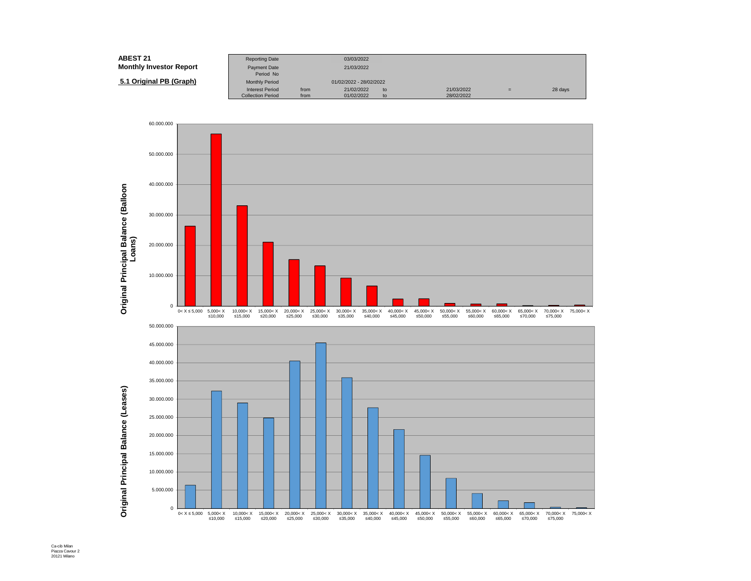**ABEST 21**
**Monthly Investor Report**

**5.1 Original PB (Graph)**

| Reporting Date | | 03/03/2022 | | | | |
|---|---|---|---|---|---|---|
| Payment Date | | 21/03/2022 | | | | |
| Period No | | | | | | |
| Monthly Period | | 01/02/2022 - 28/02/2022 | | | | |
| Interest Period | from | 21/02/2022 | to | 21/03/2022 | = | 28 days |
| Collection Period | from | 01/02/2022 | to | 28/02/2022 | | |

Original Principal Balance (Balloon Loans)

| Bucket | Approx. value |
|---|---|
| 0< X ≤ 5,000 | ~26.300.000 |
| 5,000< X ≤10,000 | ~56.700.000 |
| 10,000< X ≤15,000 | ~33.000.000 |
| 15,000< X ≤20,000 | ~21.000.000 |
| 20,000< X ≤25,000 | ~15.300.000 |
| 25,000< X ≤30,000 | ~13.200.000 |
| 30,000< X ≤35,000 | ~9.200.000 |
| 35,000< X ≤40,000 | ~6.600.000 |
| 40,000< X ≤45,000 | ~2.300.000 |
| 45,000< X ≤50,000 | ~2.400.000 |
| 50,000< X ≤55,000 | ~900.000 |
| 55,000< X ≤60,000 | ~700.000 |
| 60,000< X ≤65,000 | ~700.000 |
| 65,000< X ≤70,000 | ~100.000 |
| 70,000< X ≤75,000 | ~200.000 |
| 75,000< X | ~300.000 |

Original Principal Balance (Leases)

| Bucket | Approx. value |
|---|---|
| 0< X ≤ 5,000 | ~6.400.000 |
| 5,000< X ≤10,000 | ~32.200.000 |
| 10,000< X ≤15,000 | ~28.900.000 |
| 15,000< X ≤20,000 | ~24.800.000 |
| 20,000< X ≤25,000 | ~40.500.000 |
| 25,000< X ≤30,000 | ~45.400.000 |
| 30,000< X ≤35,000 | ~35.900.000 |
| 35,000< X ≤40,000 | ~27.700.000 |
| 40,000< X ≤45,000 | ~21.600.000 |
| 45,000< X ≤50,000 | ~14.600.000 |
| 50,000< X ≤55,000 | ~8.200.000 |
| 55,000< X ≤60,000 | ~4.100.000 |
| 60,000< X ≤65,000 | ~2.100.000 |
| 65,000< X ≤70,000 | ~1.600.000 |
| 70,000< X ≤75,000 | ~300.000 |
| 75,000< X | ~200.000 |

Ca-cib Milan
Piazza Cavour 2
20121 Milano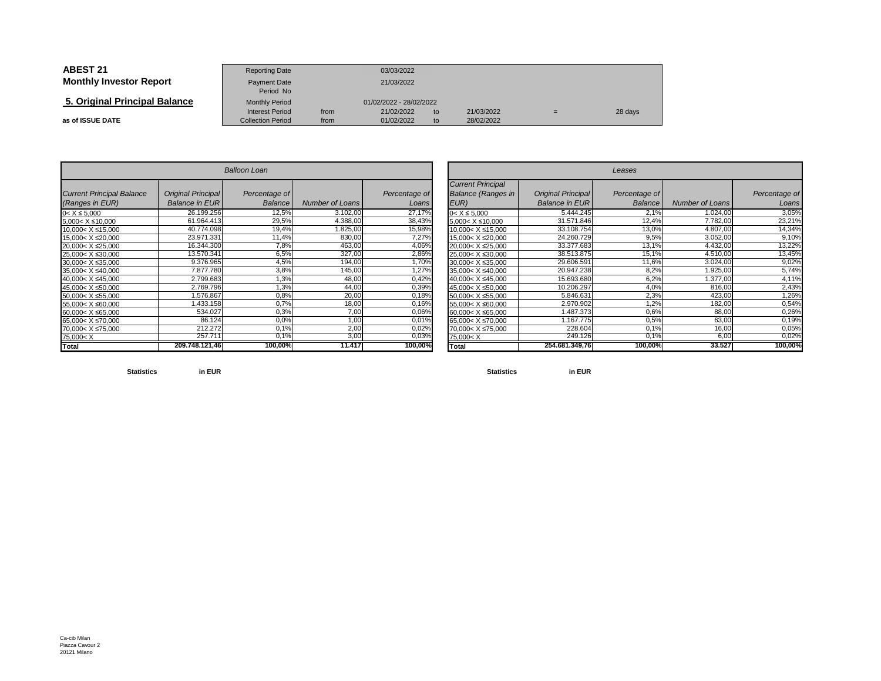**ABEST 21**
**Monthly Investor Report**

## 5. Original Principal Balance

**as of ISSUE DATE**

| Reporting Date | | 03/03/2022 | | | | |
|---|---|---|---|---|---|---|
| Payment Date | | 21/03/2022 | | | | |
| Period No | | | | | | |
| Monthly Period | | 01/02/2022 - 28/02/2022 | | | | |
| Interest Period | from | 21/02/2022 | to | 21/03/2022 | = | 28 days |
| Collection Period | from | 01/02/2022 | to | 28/02/2022 | | |

| *Balloon Loan* | | | | |
|---|---|---|---|---|
| *Current Principal Balance (Ranges in EUR)* | *Original Principal Balance in EUR* | *Percentage of Balance* | *Number of Loans* | *Percentage of Loans* |
| 0< X ≤ 5,000 | 26.199.256 | 12,5% | 3.102,00 | 27,17% |
| 5,000< X ≤10,000 | 61.964.413 | 29,5% | 4.388,00 | 38,43% |
| 10,000< X ≤15,000 | 40.774.098 | 19,4% | 1.825,00 | 15,98% |
| 15,000< X ≤20,000 | 23.971.331 | 11,4% | 830,00 | 7,27% |
| 20,000< X ≤25,000 | 16.344.300 | 7,8% | 463,00 | 4,06% |
| 25,000< X ≤30,000 | 13.570.341 | 6,5% | 327,00 | 2,86% |
| 30,000< X ≤35,000 | 9.376.965 | 4,5% | 194,00 | 1,70% |
| 35,000< X ≤40,000 | 7.877.780 | 3,8% | 145,00 | 1,27% |
| 40,000< X ≤45,000 | 2.799.683 | 1,3% | 48,00 | 0,42% |
| 45,000< X ≤50,000 | 2.769.796 | 1,3% | 44,00 | 0,39% |
| 50,000< X ≤55,000 | 1.576.867 | 0,8% | 20,00 | 0,18% |
| 55,000< X ≤60,000 | 1.433.158 | 0,7% | 18,00 | 0,16% |
| 60,000< X ≤65,000 | 534.027 | 0,3% | 7,00 | 0,06% |
| 65,000< X ≤70,000 | 86.124 | 0,0% | 1,00 | 0,01% |
| 70,000< X ≤75,000 | 212.272 | 0,1% | 2,00 | 0,02% |
| 75,000< X | 257.711 | 0,1% | 3,00 | 0,03% |
| **Total** | **209.748.121,46** | **100,00%** | **11.417** | **100,00%** |

| *Leases* | | | | |
|---|---|---|---|---|
| *Current Principal Balance (Ranges in EUR)* | *Original Principal Balance in EUR* | *Percentage of Balance* | *Number of Loans* | *Percentage of Loans* |
| 0< X ≤ 5,000 | 5.444.245 | 2,1% | 1.024,00 | 3,05% |
| 5,000< X ≤10,000 | 31.571.846 | 12,4% | 7.782,00 | 23,21% |
| 10,000< X ≤15,000 | 33.108.754 | 13,0% | 4.807,00 | 14,34% |
| 15,000< X ≤20,000 | 24.260.729 | 9,5% | 3.052,00 | 9,10% |
| 20,000< X ≤25,000 | 33.377.683 | 13,1% | 4.432,00 | 13,22% |
| 25,000< X ≤30,000 | 38.513.875 | 15,1% | 4.510,00 | 13,45% |
| 30,000< X ≤35,000 | 29.606.591 | 11,6% | 3.024,00 | 9,02% |
| 35,000< X ≤40,000 | 20.947.238 | 8,2% | 1.925,00 | 5,74% |
| 40,000< X ≤45,000 | 15.693.680 | 6,2% | 1.377,00 | 4,11% |
| 45,000< X ≤50,000 | 10.206.297 | 4,0% | 816,00 | 2,43% |
| 50,000< X ≤55,000 | 5.846.631 | 2,3% | 423,00 | 1,26% |
| 55,000< X ≤60,000 | 2.970.902 | 1,2% | 182,00 | 0,54% |
| 60,000< X ≤65,000 | 1.487.373 | 0,6% | 88,00 | 0,26% |
| 65,000< X ≤70,000 | 1.167.775 | 0,5% | 63,00 | 0,19% |
| 70,000< X ≤75,000 | 228.604 | 0,1% | 16,00 | 0,05% |
| 75,000< X | 249.126 | 0,1% | 6,00 | 0,02% |
| **Total** | **254.681.349,76** | **100,00%** | **33.527** | **100,00%** |

**Statistics** **in EUR**

**Statistics** **in EUR**

Ca-cib Milan
Piazza Cavour 2
20121 Milano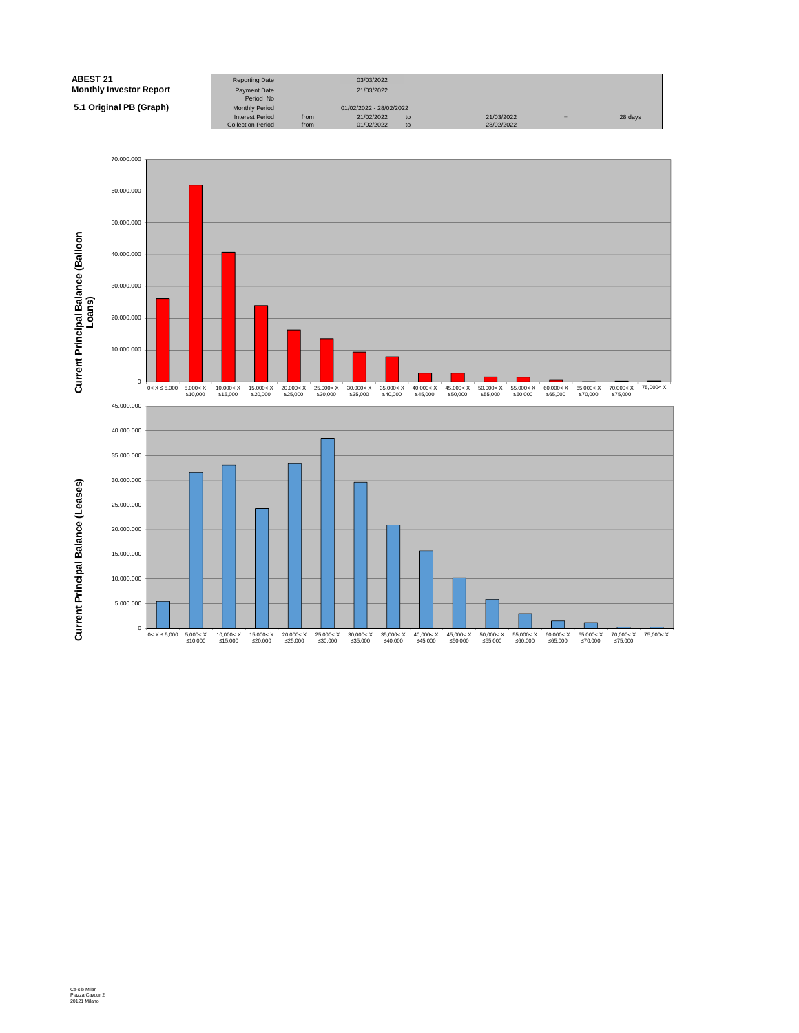**ABEST 21**
**Monthly Investor Report**

**5.1 Original PB (Graph)**

| | | | | | | |
|---|---|---|---|---|---|---|
| Reporting Date | | 03/03/2022 | | | | |
| Payment Date | | 21/03/2022 | | | | |
| Period No | | | | | | |
| Monthly Period | | 01/02/2022 - 28/02/2022 | | | | |
| Interest Period | from | 21/02/2022 | to | 21/03/2022 | = | 28 days |
| Collection Period | from | 01/02/2022 | to | 28/02/2022 | | |

Current Principal Balance (Balloon Loans)

70.000.000
60.000.000
50.000.000
40.000.000
30.000.000
20.000.000
10.000.000
0

0< X ≤ 5,000 | 5,000< X ≤10,000 | 10,000< X ≤15,000 | 15,000< X ≤20,000 | 20,000< X ≤25,000 | 25,000< X ≤30,000 | 30,000< X ≤35,000 | 35,000< X ≤40,000 | 40,000< X ≤45,000 | 45,000< X ≤50,000 | 50,000< X ≤55,000 | 55,000< X ≤60,000 | 60,000< X ≤65,000 | 65,000< X ≤70,000 | 70,000< X ≤75,000 | 75,000< X

Current Principal Balance (Leases)

45.000.000
40.000.000
35.000.000
30.000.000
25.000.000
20.000.000
15.000.000
10.000.000
5.000.000
0

0< X ≤ 5,000 | 5,000< X ≤10,000 | 10,000< X ≤15,000 | 15,000< X ≤20,000 | 20,000< X ≤25,000 | 25,000< X ≤30,000 | 30,000< X ≤35,000 | 35,000< X ≤40,000 | 40,000< X ≤45,000 | 45,000< X ≤50,000 | 50,000< X ≤55,000 | 55,000< X ≤60,000 | 60,000< X ≤65,000 | 65,000< X ≤70,000 | 70,000< X ≤75,000 | 75,000< X

Ca-cib Milan
Piazza Cavour 2
20121 Milano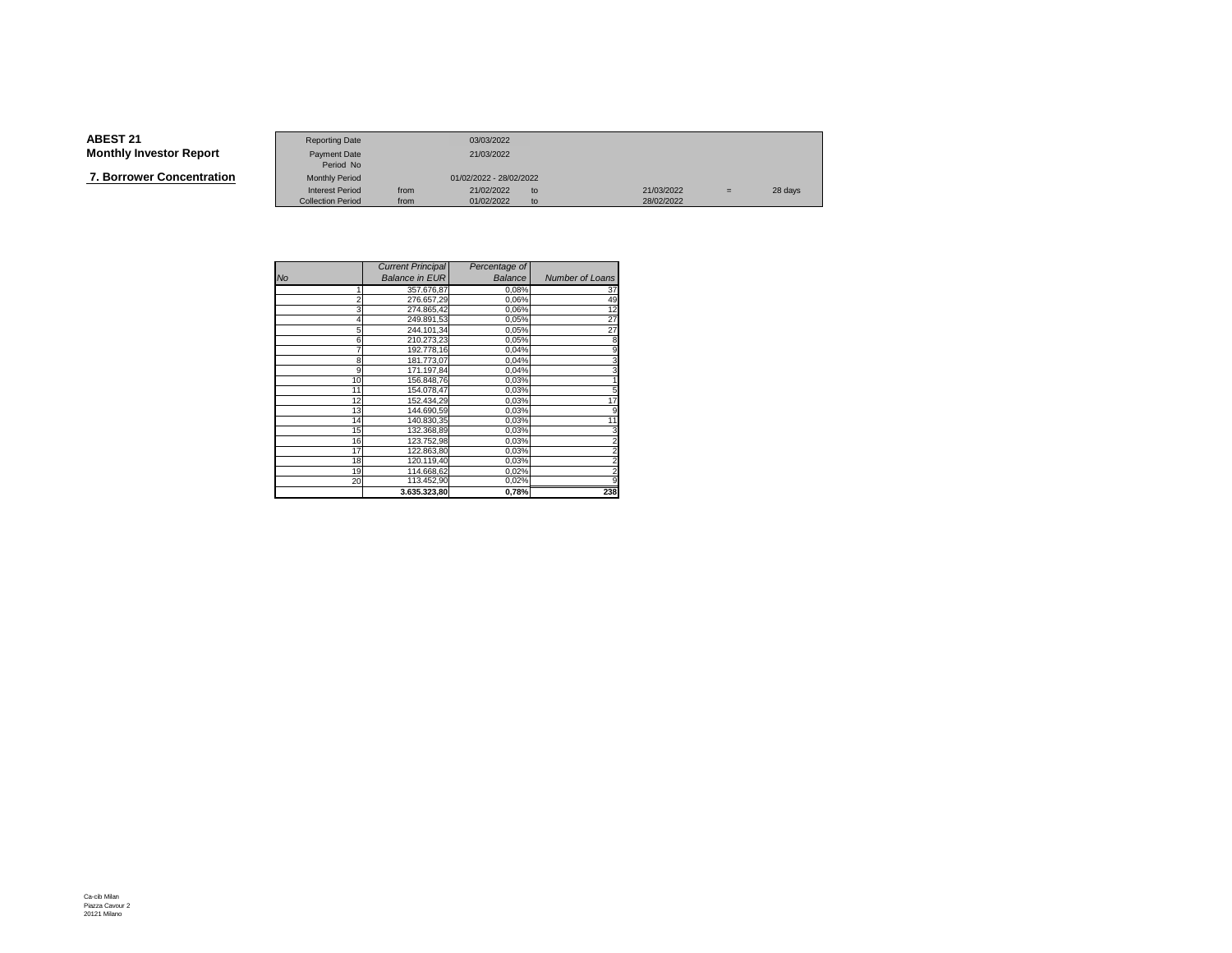**ABEST 21**
**Monthly Investor Report**

**7. Borrower Concentration**

| | | | | | | | |
|---|---|---|---|---|---|---|---|
| Reporting Date | | 03/03/2022 | | | | | |
| Payment Date | | 21/03/2022 | | | | | |
| Period No | | | | | | | |
| Monthly Period | | 01/02/2022 - 28/02/2022 | | | | | |
| Interest Period | from | 21/02/2022 | to | | 21/03/2022 | = | 28 days |
| Collection Period | from | 01/02/2022 | to | | 28/02/2022 | | |

| *No* | *Current Principal Balance in EUR* | *Percentage of Balance* | *Number of Loans* |
|---|---|---|---|
| 1 | 357.676,87 | 0,08% | 37 |
| 2 | 276.657,29 | 0,06% | 49 |
| 3 | 274.865,42 | 0,06% | 12 |
| 4 | 249.891,53 | 0,05% | 27 |
| 5 | 244.101,34 | 0,05% | 27 |
| 6 | 210.273,23 | 0,05% | 8 |
| 7 | 192.778,16 | 0,04% | 9 |
| 8 | 181.773,07 | 0,04% | 3 |
| 9 | 171.197,84 | 0,04% | 3 |
| 10 | 156.848,76 | 0,03% | 1 |
| 11 | 154.078,47 | 0,03% | 5 |
| 12 | 152.434,29 | 0,03% | 17 |
| 13 | 144.690,59 | 0,03% | 9 |
| 14 | 140.830,35 | 0,03% | 11 |
| 15 | 132.368,89 | 0,03% | 3 |
| 16 | 123.752,98 | 0,03% | 2 |
| 17 | 122.863,80 | 0,03% | 2 |
| 18 | 120.119,40 | 0,03% | 2 |
| 19 | 114.668,62 | 0,02% | 2 |
| 20 | 113.452,90 | 0,02% | 9 |
| | **3.635.323,80** | **0,78%** | **238** |

Ca-cib Milan
Piazza Cavour 2
20121 Milano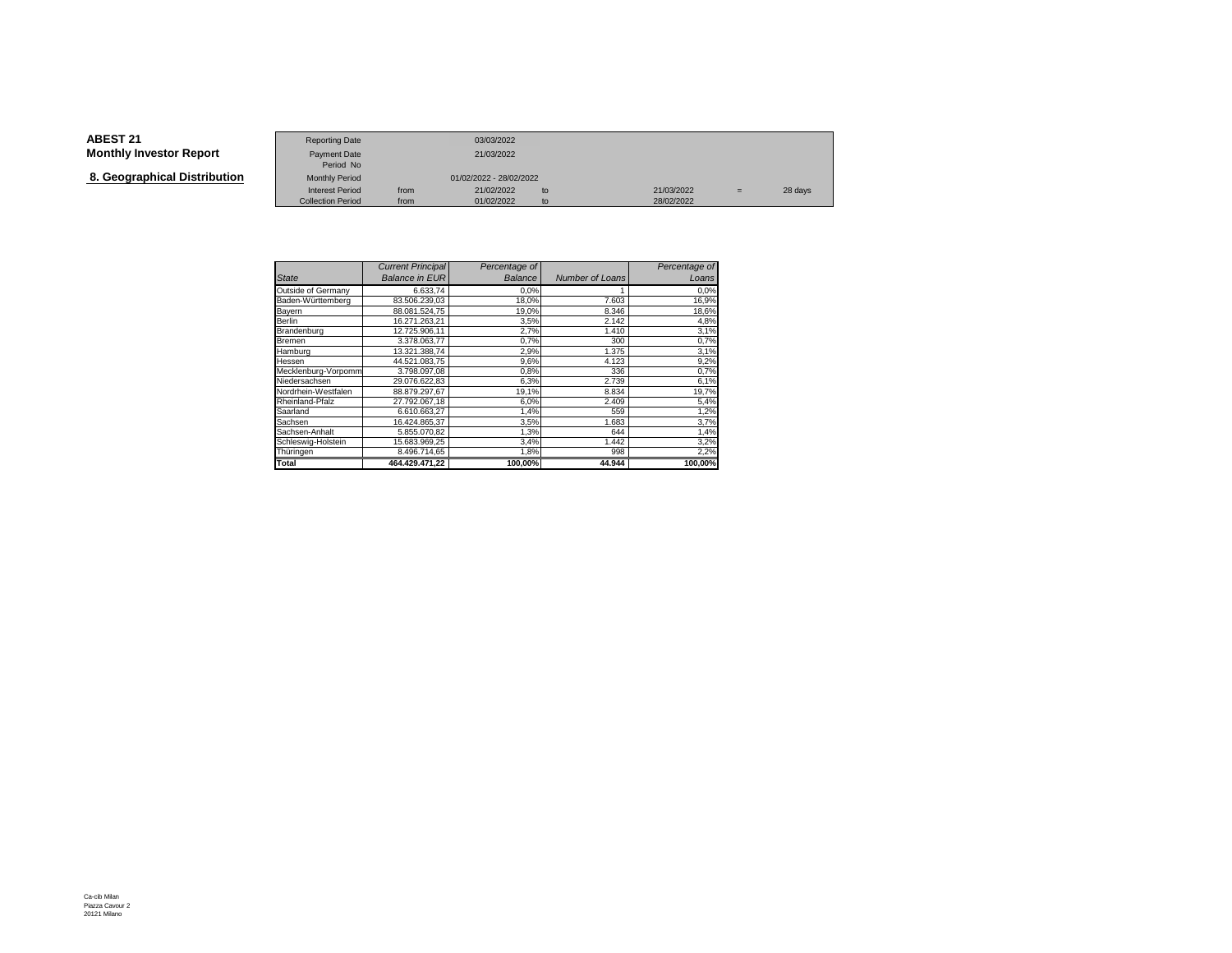**ABEST 21**
**Monthly Investor Report**

## 8. Geographical Distribution

| | | | | | | |
|---|---|---|---|---|---|---|
| Reporting Date | | 03/03/2022 | | | | |
| Payment Date | | 21/03/2022 | | | | |
| Period No | | | | | | |
| Monthly Period | | 01/02/2022 - 28/02/2022 | | | | |
| Interest Period | from | 21/02/2022 | to | 21/03/2022 | = | 28 days |
| Collection Period | from | 01/02/2022 | to | 28/02/2022 | | |

| *State* | *Current Principal Balance in EUR* | *Percentage of Balance* | *Number of Loans* | *Percentage of Loans* |
|---|---|---|---|---|
| Outside of Germany | 6.633,74 | 0,0% | 1 | 0,0% |
| Baden-Württemberg | 83.506.239,03 | 18,0% | 7.603 | 16,9% |
| Bayern | 88.081.524,75 | 19,0% | 8.346 | 18,6% |
| Berlin | 16.271.263,21 | 3,5% | 2.142 | 4,8% |
| Brandenburg | 12.725.906,11 | 2,7% | 1.410 | 3,1% |
| Bremen | 3.378.063,77 | 0,7% | 300 | 0,7% |
| Hamburg | 13.321.388,74 | 2,9% | 1.375 | 3,1% |
| Hessen | 44.521.083,75 | 9,6% | 4.123 | 9,2% |
| Mecklenburg-Vorpomm | 3.798.097,08 | 0,8% | 336 | 0,7% |
| Niedersachsen | 29.076.622,83 | 6,3% | 2.739 | 6,1% |
| Nordrhein-Westfalen | 88.879.297,67 | 19,1% | 8.834 | 19,7% |
| Rheinland-Pfalz | 27.792.067,18 | 6,0% | 2.409 | 5,4% |
| Saarland | 6.610.663,27 | 1,4% | 559 | 1,2% |
| Sachsen | 16.424.865,37 | 3,5% | 1.683 | 3,7% |
| Sachsen-Anhalt | 5.855.070,82 | 1,3% | 644 | 1,4% |
| Schleswig-Holstein | 15.683.969,25 | 3,4% | 1.442 | 3,2% |
| Thüringen | 8.496.714,65 | 1,8% | 998 | 2,2% |
| **Total** | **464.429.471,22** | **100,00%** | **44.944** | **100,00%** |

Ca-cib Milan
Piazza Cavour 2
20121 Milano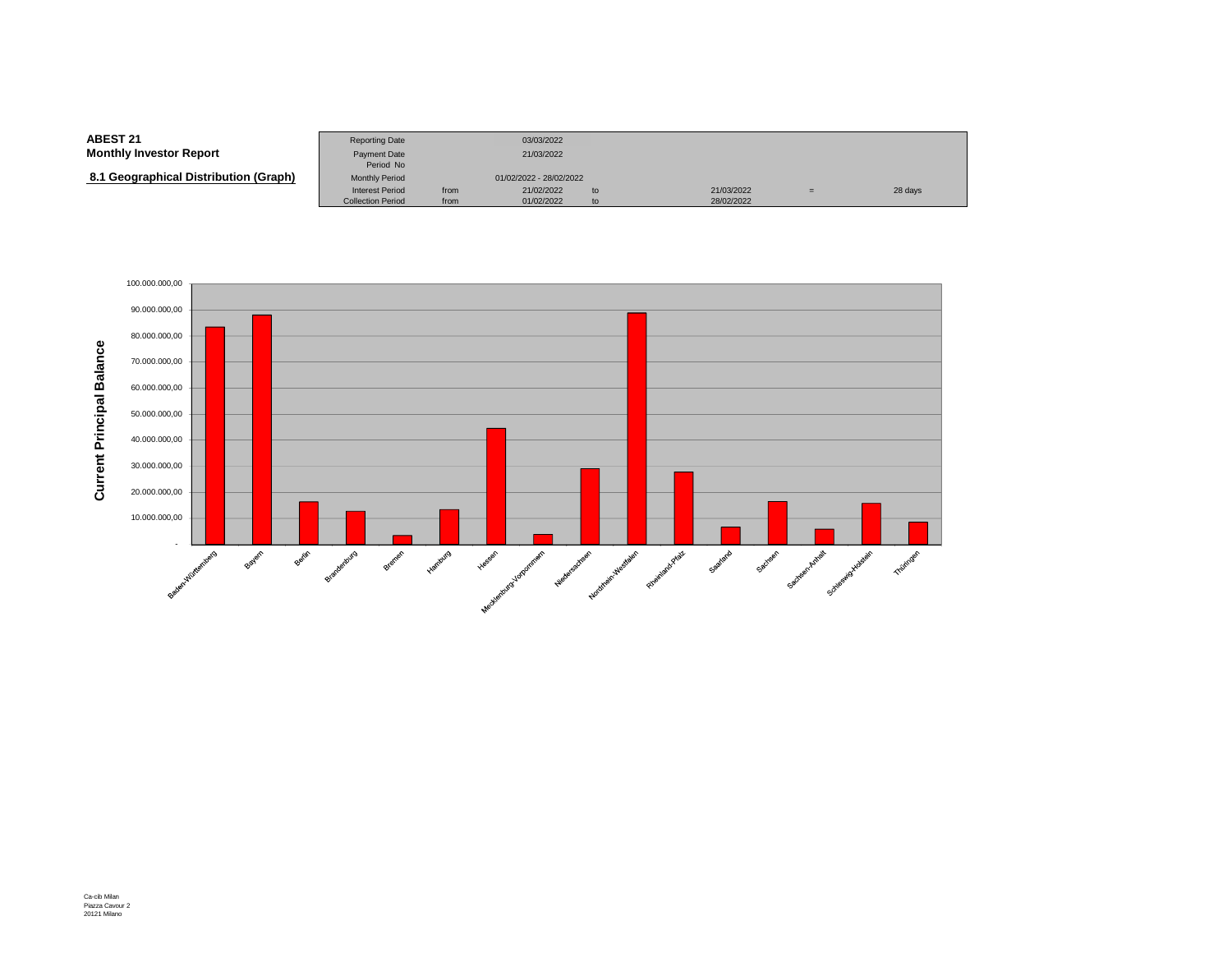**ABEST 21**
**Monthly Investor Report**

**8.1 Geographical Distribution (Graph)**

| | | | | | | |
|---|---|---|---|---|---|---|
| Reporting Date | | 03/03/2022 | | | | |
| Payment Date | | 21/03/2022 | | | | |
| Period No | | | | | | |
| Monthly Period | | 01/02/2022 - 28/02/2022 | | | | |
| Interest Period | from | 21/02/2022 | to | 21/03/2022 | = | 28 days |
| Collection Period | from | 01/02/2022 | to | 28/02/2022 | | |

Current Principal Balance

100.000.000,00
90.000.000,00
80.000.000,00
70.000.000,00
60.000.000,00
50.000.000,00
40.000.000,00
30.000.000,00
20.000.000,00
10.000.000,00
-

Baden-Württemberg, Bayern, Berlin, Brandenburg, Bremen, Hamburg, Hessen, Mecklenburg-Vorpommern, Niedersachsen, Nordrhein-Westfalen, Rheinland-Pfalz, Saarland, Sachsen, Sachsen-Anhalt, Schleswig-Holstein, Thüringen

Ca-cib Milan
Piazza Cavour 2
20121 Milano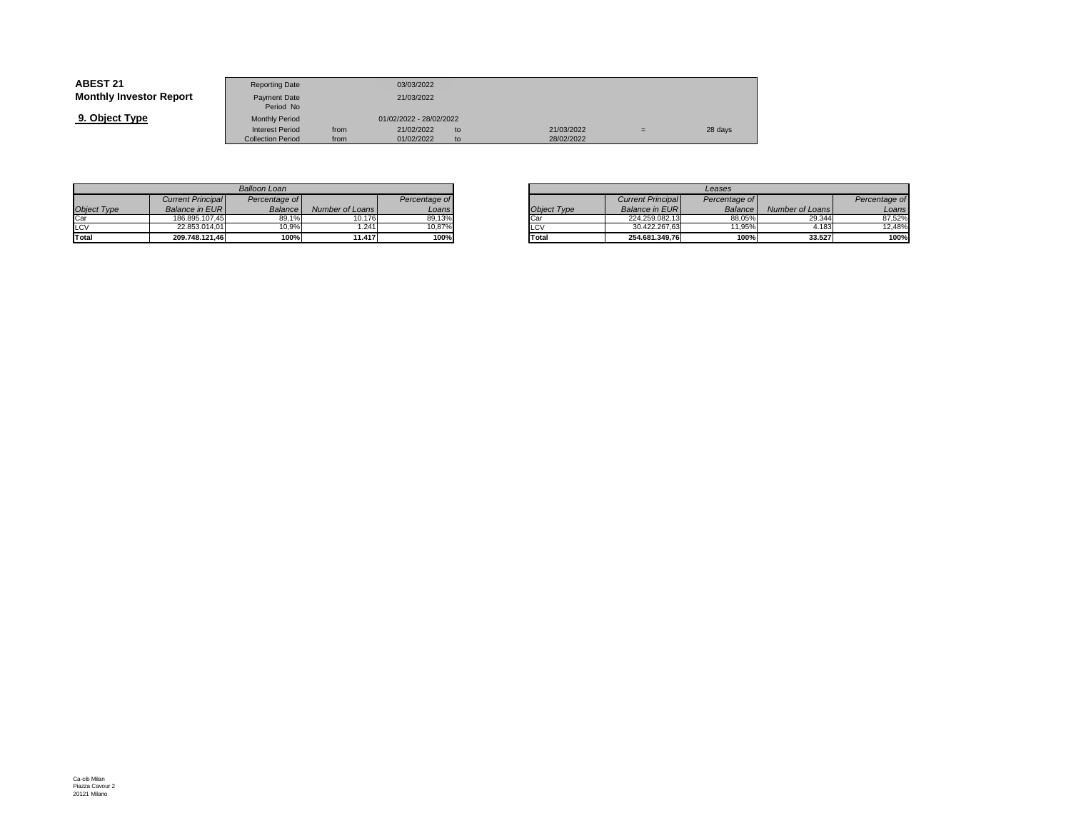**ABEST 21**
**Monthly Investor Report**

## 9. Object Type

| Reporting Date | | 03/03/2022 | | | | |
|---|---|---|---|---|---|---|
| Payment Date | | 21/03/2022 | | | | |
| Period No | | | | | | |
| Monthly Period | | 01/02/2022 - 28/02/2022 | | | | |
| Interest Period | from | 21/02/2022 | to | 21/03/2022 | = | 28 days |
| Collection Period | from | 01/02/2022 | to | 28/02/2022 | | |

| *Balloon Loan* | | | | |
|---|---|---|---|---|
| *Object Type* | *Current Principal Balance in EUR* | *Percentage of Balance* | *Number of Loans* | *Percentage of Loans* |
| Car | 186.895.107,45 | 89,1% | 10.176 | 89,13% |
| LCV | 22.853.014,01 | 10,9% | 1.241 | 10,87% |
| **Total** | **209.748.121,46** | **100%** | **11.417** | **100%** |

| *Leases* | | | | |
|---|---|---|---|---|
| *Object Type* | *Current Principal Balance in EUR* | *Percentage of Balance* | *Number of Loans* | *Percentage of Loans* |
| Car | 224.259.082,13 | 88,05% | 29.344 | 87,52% |
| LCV | 30.422.267,63 | 11,95% | 4.183 | 12,48% |
| **Total** | **254.681.349,76** | **100%** | **33.527** | **100%** |

Ca-cib Milan
Piazza Cavour 2
20121 Milano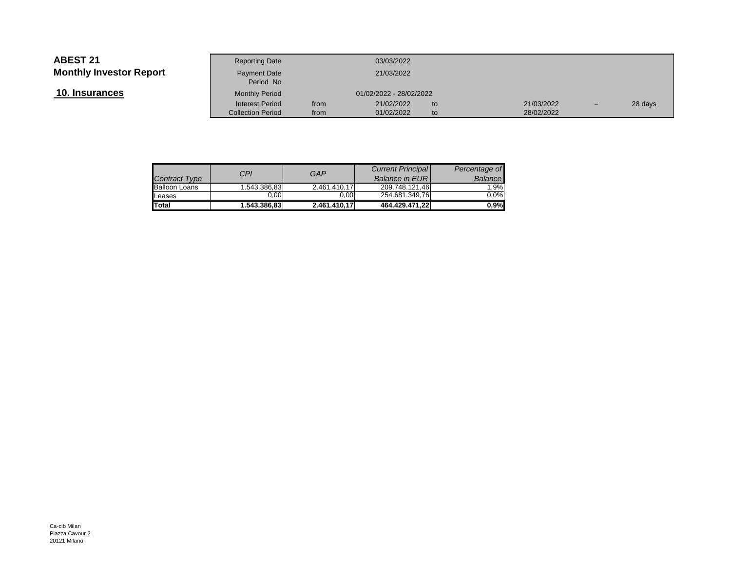**ABEST 21**
**Monthly Investor Report**

## 10. Insurances

| | | | | | | |
|---|---|---|---|---|---|---|
| Reporting Date | | 03/03/2022 | | | | |
| Payment Date | | 21/03/2022 | | | | |
| Period No | | | | | | |
| Monthly Period | | 01/02/2022 - 28/02/2022 | | | | |
| Interest Period | from | 21/02/2022 | to | 21/03/2022 | = | 28 days |
| Collection Period | from | 01/02/2022 | to | 28/02/2022 | | |

| *Contract Type* | *CPI* | *GAP* | *Current Principal Balance in EUR* | *Percentage of Balance* |
|---|---|---|---|---|
| Balloon Loans | 1.543.386,83 | 2.461.410,17 | 209.748.121,46 | 1,9% |
| Leases | 0,00 | 0,00 | 254.681.349,76 | 0,0% |
| **Total** | **1.543.386,83** | **2.461.410,17** | **464.429.471,22** | **0,9%** |

Ca-cib Milan
Piazza Cavour 2
20121 Milano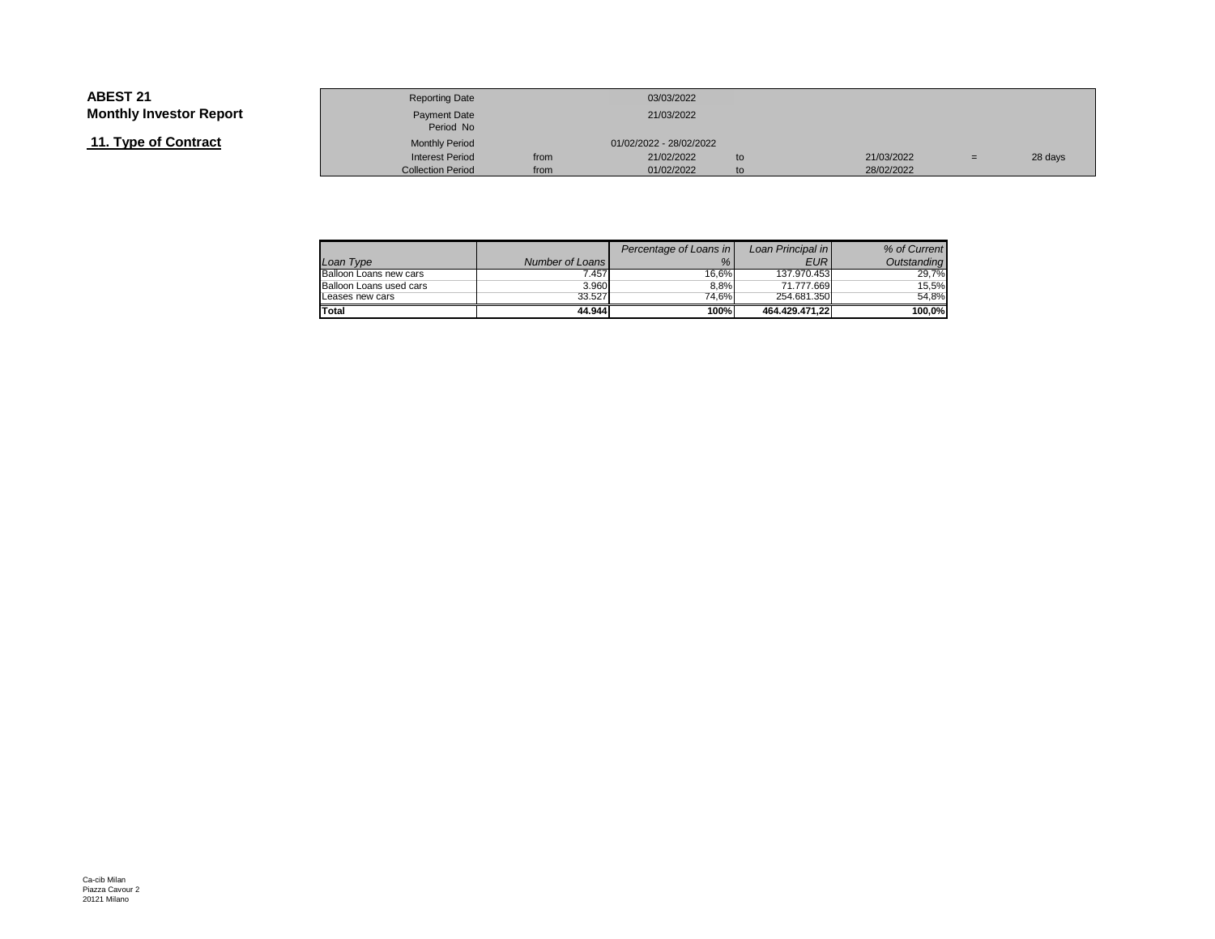**ABEST 21**
**Monthly Investor Report**

## 11. Type of Contract

| | | | | | | |
|---|---|---|---|---|---|---|
| Reporting Date | | 03/03/2022 | | | | |
| Payment Date | | 21/03/2022 | | | | |
| Period No | | | | | | |
| Monthly Period | | 01/02/2022 - 28/02/2022 | | | | |
| Interest Period | from | 21/02/2022 | to | 21/03/2022 | = | 28 days |
| Collection Period | from | 01/02/2022 | to | 28/02/2022 | | |

| *Loan Type* | *Number of Loans* | *Percentage of Loans in %* | *Loan Principal in EUR* | *% of Current Outstanding* |
|---|---|---|---|---|
| Balloon Loans new cars | 7.457 | 16,6% | 137.970.453 | 29,7% |
| Balloon Loans used cars | 3.960 | 8,8% | 71.777.669 | 15,5% |
| Leases new cars | 33.527 | 74,6% | 254.681.350 | 54,8% |
| **Total** | **44.944** | **100%** | **464.429.471,22** | **100,0%** |

Ca-cib Milan
Piazza Cavour 2
20121 Milano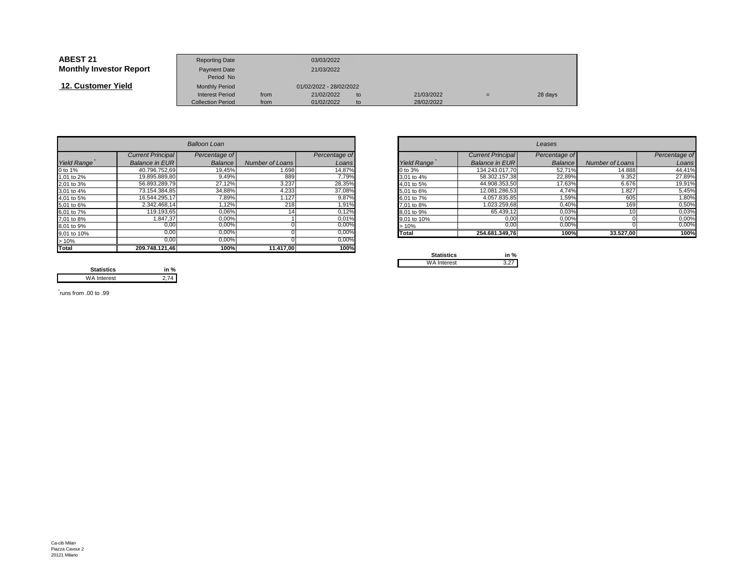# ABEST 21
## Monthly Investor Report

### 12. Customer Yield

| | | | | | | |
|---|---|---|---|---|---|---|
| Reporting Date | | 03/03/2022 | | | | |
| Payment Date | | 21/03/2022 | | | | |
| Period No | | | | | | |
| Monthly Period | | 01/02/2022 - 28/02/2022 | | | | |
| Interest Period | from | 21/02/2022 | to | 21/03/2022 | = | 28 days |
| Collection Period | from | 01/02/2022 | to | 28/02/2022 | | |

| *Balloon Loan* | | | | |
|---|---|---|---|---|
| *Yield Range* * | *Current Principal Balance in EUR* | *Percentage of Balance* | *Number of Loans* | *Percentage of Loans* |
| 0 to 1% | 40.796.752,69 | 19,45% | 1.698 | 14,87% |
| 1,01 to 2% | 19.895.889,80 | 9,49% | 889 | 7,79% |
| 2,01 to 3% | 56.893.289,79 | 27,12% | 3.237 | 28,35% |
| 3,01 to 4% | 73.154.384,85 | 34,88% | 4.233 | 37,08% |
| 4,01 to 5% | 16.544.295,17 | 7,89% | 1.127 | 9,87% |
| 5,01 to 6% | 2.342.468,14 | 1,12% | 218 | 1,91% |
| 6,01 to 7% | 119.193,65 | 0,06% | 14 | 0,12% |
| 7,01 to 8% | 1.847,37 | 0,00% | 1 | 0,01% |
| 8,01 to 9% | 0,00 | 0,00% | 0 | 0,00% |
| 9,01 to 10% | 0,00 | 0,00% | 0 | 0,00% |
| > 10% | 0,00 | 0,00% | 0 | 0,00% |
| **Total** | **209.748.121,46** | **100%** | **11.417,00** | **100%** |

| Statistics | in % |
|---|---|
| WA Interest | 2,74 |

| *Leases* | | | | |
|---|---|---|---|---|
| *Yield Range* * | *Current Principal Balance in EUR* | *Percentage of Balance* | *Number of Loans* | *Percentage of Loans* |
| 0 to 3% | 134.243.017,70 | 52,71% | 14.888 | 44,41% |
| 3,01 to 4% | 58.302.157,38 | 22,89% | 9.352 | 27,89% |
| 4,01 to 5% | 44.908.353,50 | 17,63% | 6.676 | 19,91% |
| 5,01 to 6% | 12.081.286,53 | 4,74% | 1.827 | 5,45% |
| 6,01 to 7% | 4.057.835,85 | 1,59% | 605 | 1,80% |
| 7,01 to 8% | 1.023.259,68 | 0,40% | 169 | 0,50% |
| 8,01 to 9% | 65.439,12 | 0,03% | 10 | 0,03% |
| 9,01 to 10% | 0,00 | 0,00% | 0 | 0,00% |
| > 10% | 0,00 | 0,00% | 0 | 0,00% |
| **Total** | **254.681.349,76** | **100%** | **33.527,00** | **100%** |

| Statistics | in % |
|---|---|
| WA Interest | 3,27 |

* runs from .00 to .99

Ca-cib Milan
Piazza Cavour 2
20121 Milano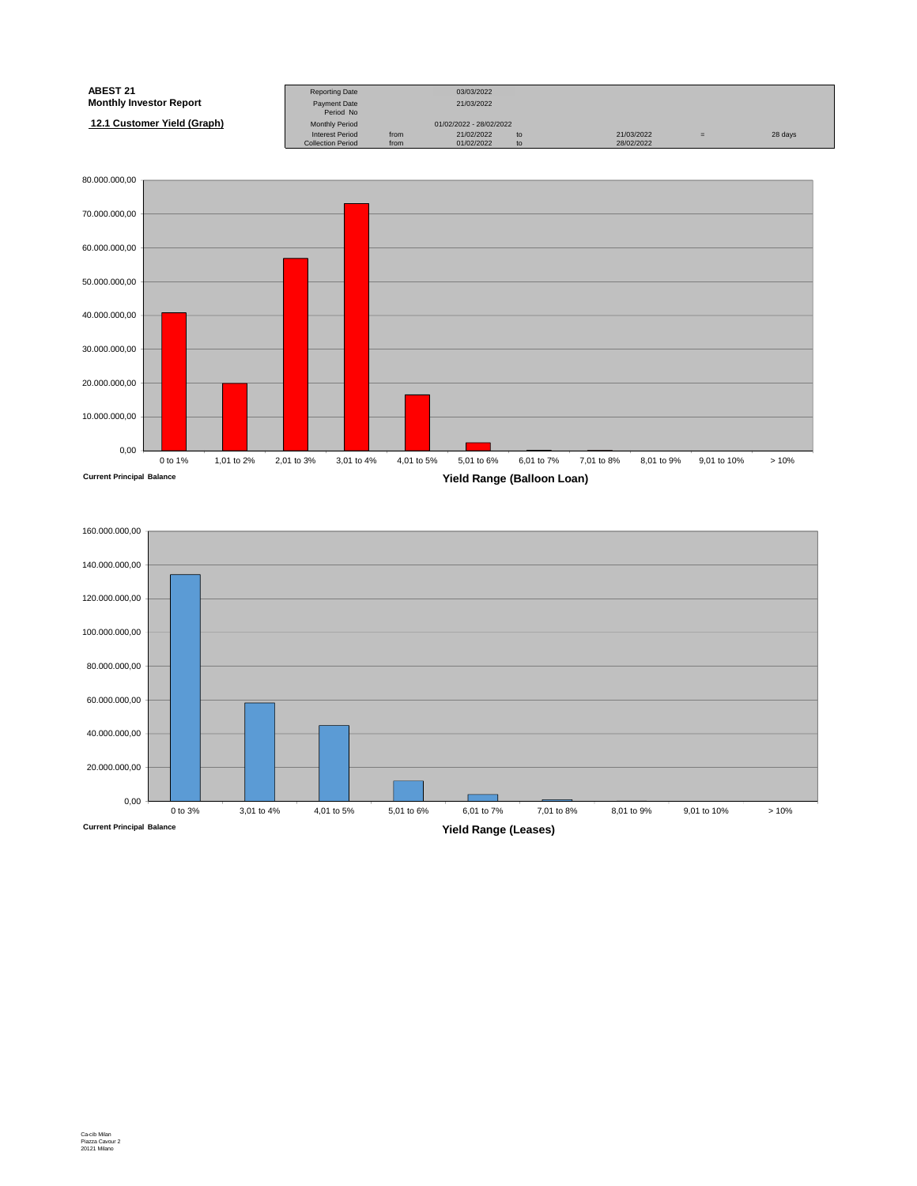**ABEST 21**
**Monthly Investor Report**

**12.1 Customer Yield (Graph)**

| Reporting Date | | 03/03/2022 | | | | |
|---|---|---|---|---|---|---|
| Payment Date | | 21/03/2022 | | | | |
| Period No | | | | | | |
| Monthly Period | | 01/02/2022 - 28/02/2022 | | | | |
| Interest Period | from | 21/02/2022 | to | 21/03/2022 | = | 28 days |
| Collection Period | from | 01/02/2022 | to | 28/02/2022 | | |

80.000.000,00
70.000.000,00
60.000.000,00
50.000.000,00
40.000.000,00
30.000.000,00
20.000.000,00
10.000.000,00
0,00

0 to 1% | 1,01 to 2% | 2,01 to 3% | 3,01 to 4% | 4,01 to 5% | 5,01 to 6% | 6,01 to 7% | 7,01 to 8% | 8,01 to 9% | 9,01 to 10% | > 10%

**Current Principal Balance**

**Yield Range (Balloon Loan)**

160.000.000,00
140.000.000,00
120.000.000,00
100.000.000,00
80.000.000,00
60.000.000,00
40.000.000,00
20.000.000,00
0,00

0 to 3% | 3,01 to 4% | 4,01 to 5% | 5,01 to 6% | 6,01 to 7% | 7,01 to 8% | 8,01 to 9% | 9,01 to 10% | > 10%

**Current Principal Balance**

**Yield Range (Leases)**

Ca-cib Milan
Piazza Cavour 2
20121 Milano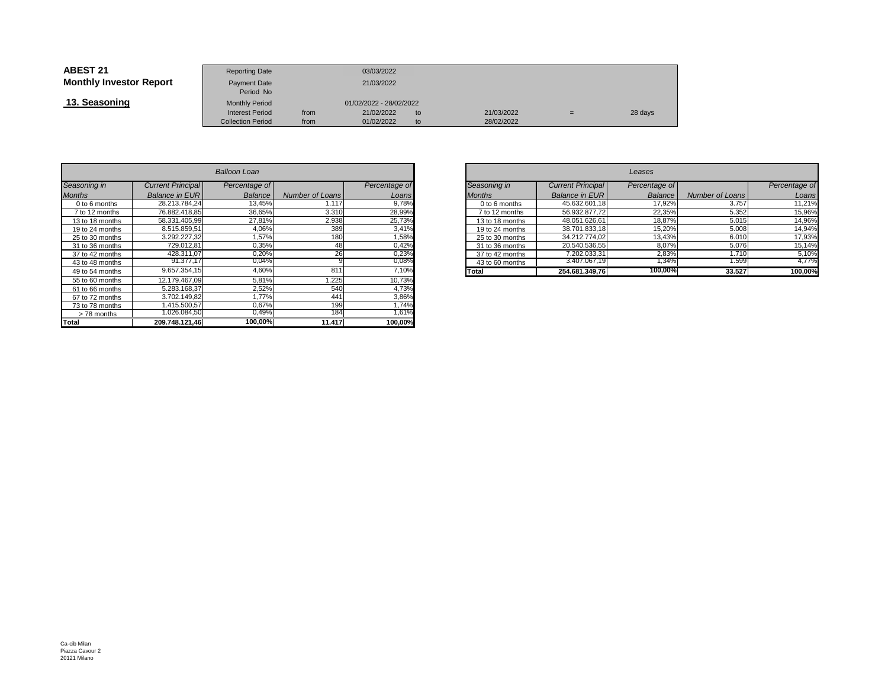**ABEST 21**
**Monthly Investor Report**

## 13. Seasoning

| | | | | | | |
|---|---|---|---|---|---|---|
| Reporting Date | | 03/03/2022 | | | | |
| Payment Date | | 21/03/2022 | | | | |
| Period No | | | | | | |
| Monthly Period | | 01/02/2022 - 28/02/2022 | | | | |
| Interest Period | from | 21/02/2022 | to | 21/03/2022 | = | 28 days |
| Collection Period | from | 01/02/2022 | to | 28/02/2022 | | |

| *Balloon Loan* | | | | |
|---|---|---|---|---|
| *Seasoning in Months* | *Current Principal Balance in EUR* | *Percentage of Balance* | *Number of Loans* | *Percentage of Loans* |
| 0 to 6 months | 28.213.784,24 | 13,45% | 1.117 | 9,78% |
| 7 to 12 months | 76.882.418,85 | 36,65% | 3.310 | 28,99% |
| 13 to 18 months | 58.331.405,99 | 27,81% | 2.938 | 25,73% |
| 19 to 24 months | 8.515.859,51 | 4,06% | 389 | 3,41% |
| 25 to 30 months | 3.292.227,32 | 1,57% | 180 | 1,58% |
| 31 to 36 months | 729.012,81 | 0,35% | 48 | 0,42% |
| 37 to 42 months | 428.311,07 | 0,20% | 26 | 0,23% |
| 43 to 48 months | 91.377,17 | 0,04% | 9 | 0,08% |
| 49 to 54 months | 9.657.354,15 | 4,60% | 811 | 7,10% |
| 55 to 60 months | 12.179.467,09 | 5,81% | 1.225 | 10,73% |
| 61 to 66 months | 5.283.168,37 | 2,52% | 540 | 4,73% |
| 67 to 72 months | 3.702.149,82 | 1,77% | 441 | 3,86% |
| 73 to 78 months | 1.415.500,57 | 0,67% | 199 | 1,74% |
| > 78 months | 1.026.084,50 | 0,49% | 184 | 1,61% |
| **Total** | **209.748.121,46** | **100,00%** | **11.417** | **100,00%** |

| *Leases* | | | | |
|---|---|---|---|---|
| *Seasoning in Months* | *Current Principal Balance in EUR* | *Percentage of Balance* | *Number of Loans* | *Percentage of Loans* |
| 0 to 6 months | 45.632.601,18 | 17,92% | 3.757 | 11,21% |
| 7 to 12 months | 56.932.877,72 | 22,35% | 5.352 | 15,96% |
| 13 to 18 months | 48.051.626,61 | 18,87% | 5.015 | 14,96% |
| 19 to 24 months | 38.701.833,18 | 15,20% | 5.008 | 14,94% |
| 25 to 30 months | 34.212.774,02 | 13,43% | 6.010 | 17,93% |
| 31 to 36 months | 20.540.536,55 | 8,07% | 5.076 | 15,14% |
| 37 to 42 months | 7.202.033,31 | 2,83% | 1.710 | 5,10% |
| 43 to 60 months | 3.407.067,19 | 1,34% | 1.599 | 4,77% |
| **Total** | **254.681.349,76** | **100,00%** | **33.527** | **100,00%** |

Ca-cib Milan
Piazza Cavour 2
20121 Milano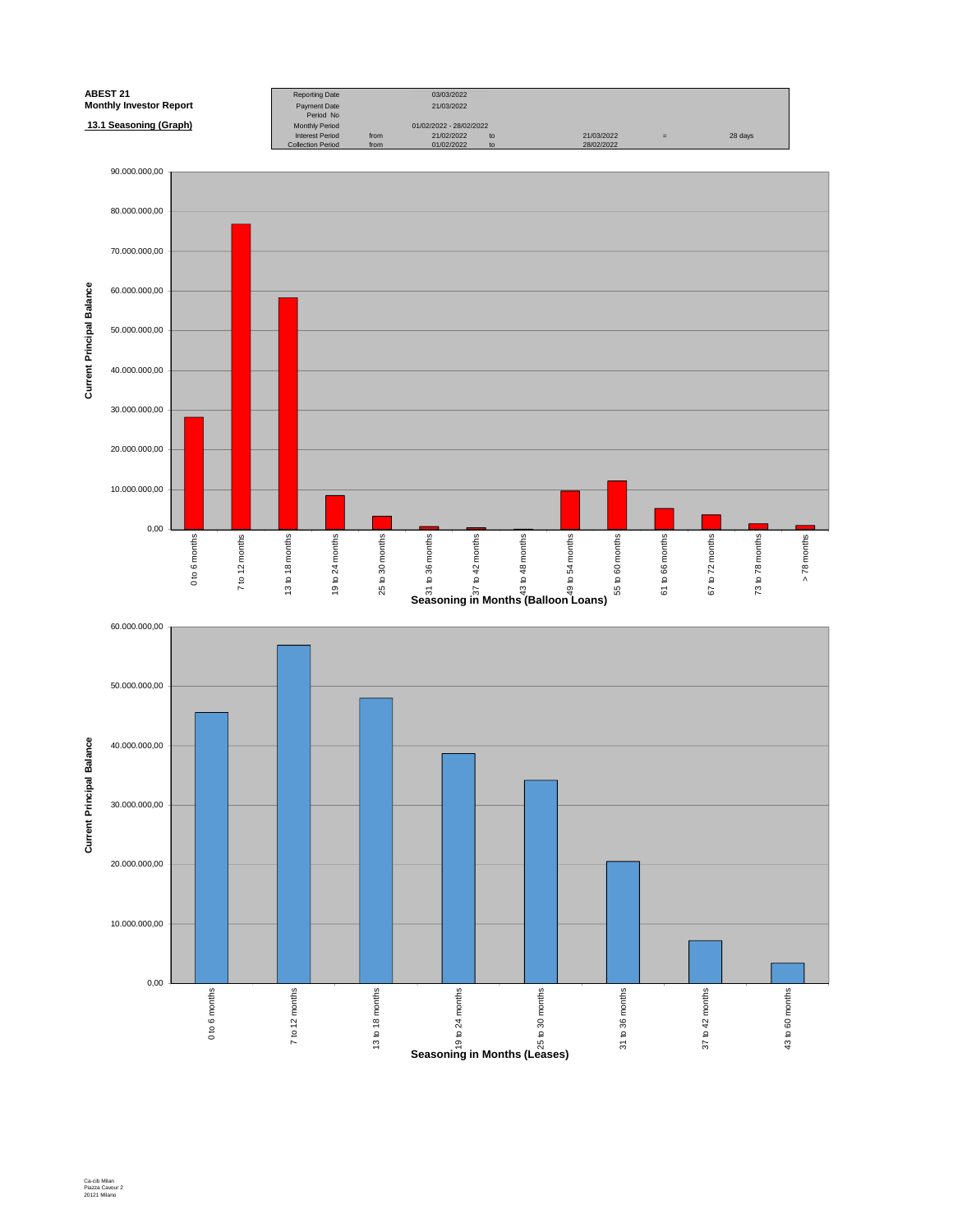**ABEST 21**
**Monthly Investor Report**

**13.1 Seasoning (Graph)**

| Reporting Date | | 03/03/2022 | | | | |
|---|---|---|---|---|---|---|
| Payment Date | | 21/03/2022 | | | | |
| Period No | | | | | | |
| Monthly Period | | 01/02/2022 - 28/02/2022 | | | | |
| Interest Period | from | 21/02/2022 | to | 21/03/2022 | = | 28 days |
| Collection Period | from | 01/02/2022 | to | 28/02/2022 | | |

Current Principal Balance

0,00 | 10.000.000,00 | 20.000.000,00 | 30.000.000,00 | 40.000.000,00 | 50.000.000,00 | 60.000.000,00 | 70.000.000,00 | 80.000.000,00 | 90.000.000,00

0 to 6 months | 7 to 12 months | 13 to 18 months | 19 to 24 months | 25 to 30 months | 31 to 36 months | 37 to 42 months | 43 to 48 months | 49 to 54 months | 55 to 60 months | 61 to 66 months | 67 to 72 months | 73 to 78 months | > 78 months

**Seasoning in Months (Balloon Loans)**

Current Principal Balance

0,00 | 10.000.000,00 | 20.000.000,00 | 30.000.000,00 | 40.000.000,00 | 50.000.000,00 | 60.000.000,00

0 to 6 months | 7 to 12 months | 13 to 18 months | 19 to 24 months | 25 to 30 months | 31 to 36 months | 37 to 42 months | 43 to 60 months

**Seasoning in Months (Leases)**

Ca-cib Milan
Piazza Cavour 2
20121 Milano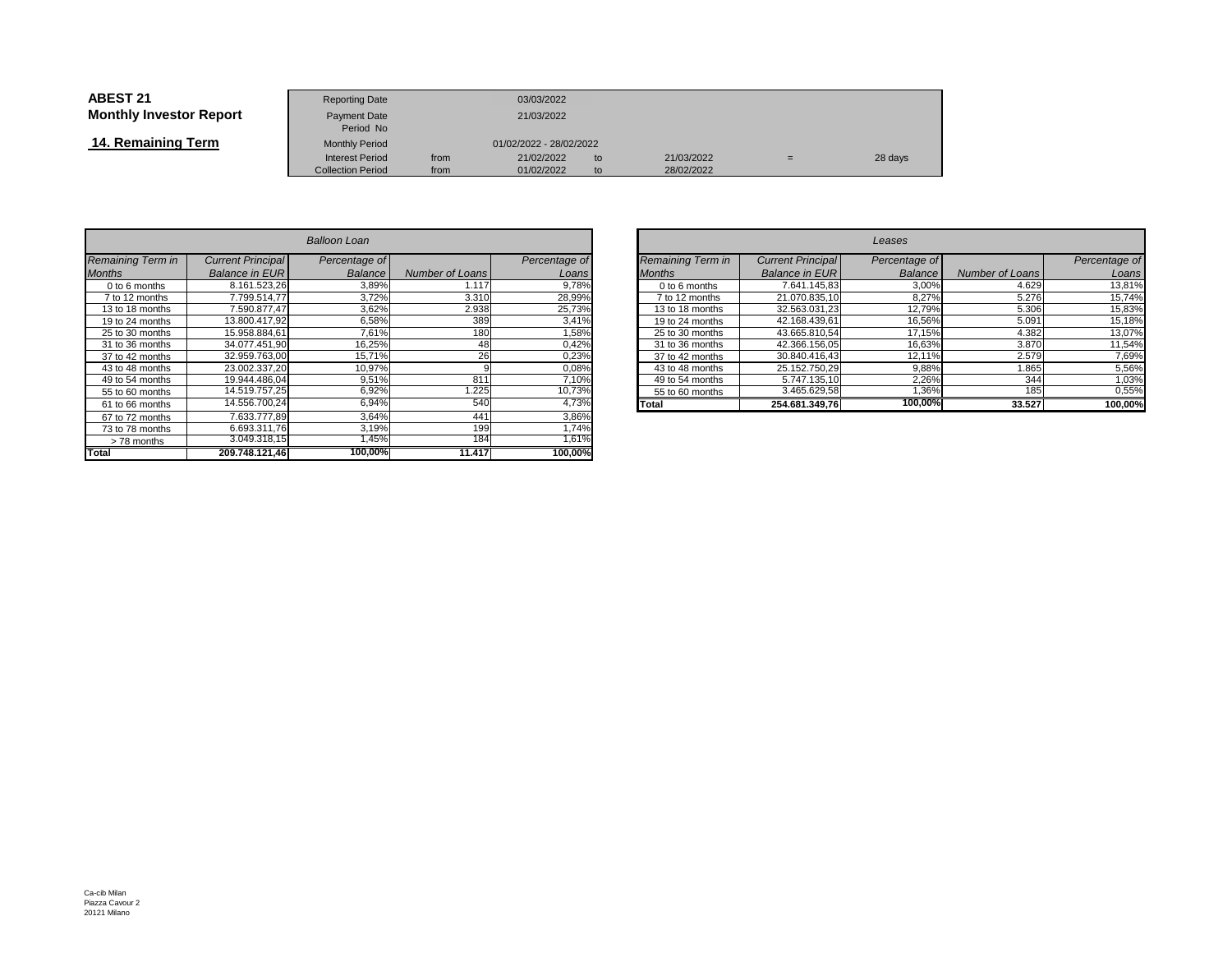**ABEST 21**
**Monthly Investor Report**

**14. Remaining Term**

| | | | | | | |
|---|---|---|---|---|---|---|
| Reporting Date | | 03/03/2022 | | | | |
| Payment Date | | 21/03/2022 | | | | |
| Period No | | | | | | |
| Monthly Period | | 01/02/2022 - 28/02/2022 | | | | |
| Interest Period | from | 21/02/2022 | to | 21/03/2022 | = | 28 days |
| Collection Period | from | 01/02/2022 | to | 28/02/2022 | | |

| *Balloon Loan* | | | | |
|---|---|---|---|---|
| *Remaining Term in Months* | *Current Principal Balance in EUR* | *Percentage of Balance* | *Number of Loans* | *Percentage of Loans* |
| 0 to 6 months | 8.161.523,26 | 3,89% | 1.117 | 9,78% |
| 7 to 12 months | 7.799.514,77 | 3,72% | 3.310 | 28,99% |
| 13 to 18 months | 7.590.877,47 | 3,62% | 2.938 | 25,73% |
| 19 to 24 months | 13.800.417,92 | 6,58% | 389 | 3,41% |
| 25 to 30 months | 15.958.884,61 | 7,61% | 180 | 1,58% |
| 31 to 36 months | 34.077.451,90 | 16,25% | 48 | 0,42% |
| 37 to 42 months | 32.959.763,00 | 15,71% | 26 | 0,23% |
| 43 to 48 months | 23.002.337,20 | 10,97% | 9 | 0,08% |
| 49 to 54 months | 19.944.486,04 | 9,51% | 811 | 7,10% |
| 55 to 60 months | 14.519.757,25 | 6,92% | 1.225 | 10,73% |
| 61 to 66 months | 14.556.700,24 | 6,94% | 540 | 4,73% |
| 67 to 72 months | 7.633.777,89 | 3,64% | 441 | 3,86% |
| 73 to 78 months | 6.693.311,76 | 3,19% | 199 | 1,74% |
| > 78 months | 3.049.318,15 | 1,45% | 184 | 1,61% |
| **Total** | **209.748.121,46** | **100,00%** | **11.417** | **100,00%** |

| *Leases* | | | | |
|---|---|---|---|---|
| *Remaining Term in Months* | *Current Principal Balance in EUR* | *Percentage of Balance* | *Number of Loans* | *Percentage of Loans* |
| 0 to 6 months | 7.641.145,83 | 3,00% | 4.629 | 13,81% |
| 7 to 12 months | 21.070.835,10 | 8,27% | 5.276 | 15,74% |
| 13 to 18 months | 32.563.031,23 | 12,79% | 5.306 | 15,83% |
| 19 to 24 months | 42.168.439,61 | 16,56% | 5.091 | 15,18% |
| 25 to 30 months | 43.665.810,54 | 17,15% | 4.382 | 13,07% |
| 31 to 36 months | 42.366.156,05 | 16,63% | 3.870 | 11,54% |
| 37 to 42 months | 30.840.416,43 | 12,11% | 2.579 | 7,69% |
| 43 to 48 months | 25.152.750,29 | 9,88% | 1.865 | 5,56% |
| 49 to 54 months | 5.747.135,10 | 2,26% | 344 | 1,03% |
| 55 to 60 months | 3.465.629,58 | 1,36% | 185 | 0,55% |
| **Total** | **254.681.349,76** | **100,00%** | **33.527** | **100,00%** |

Ca-cib Milan
Piazza Cavour 2
20121 Milano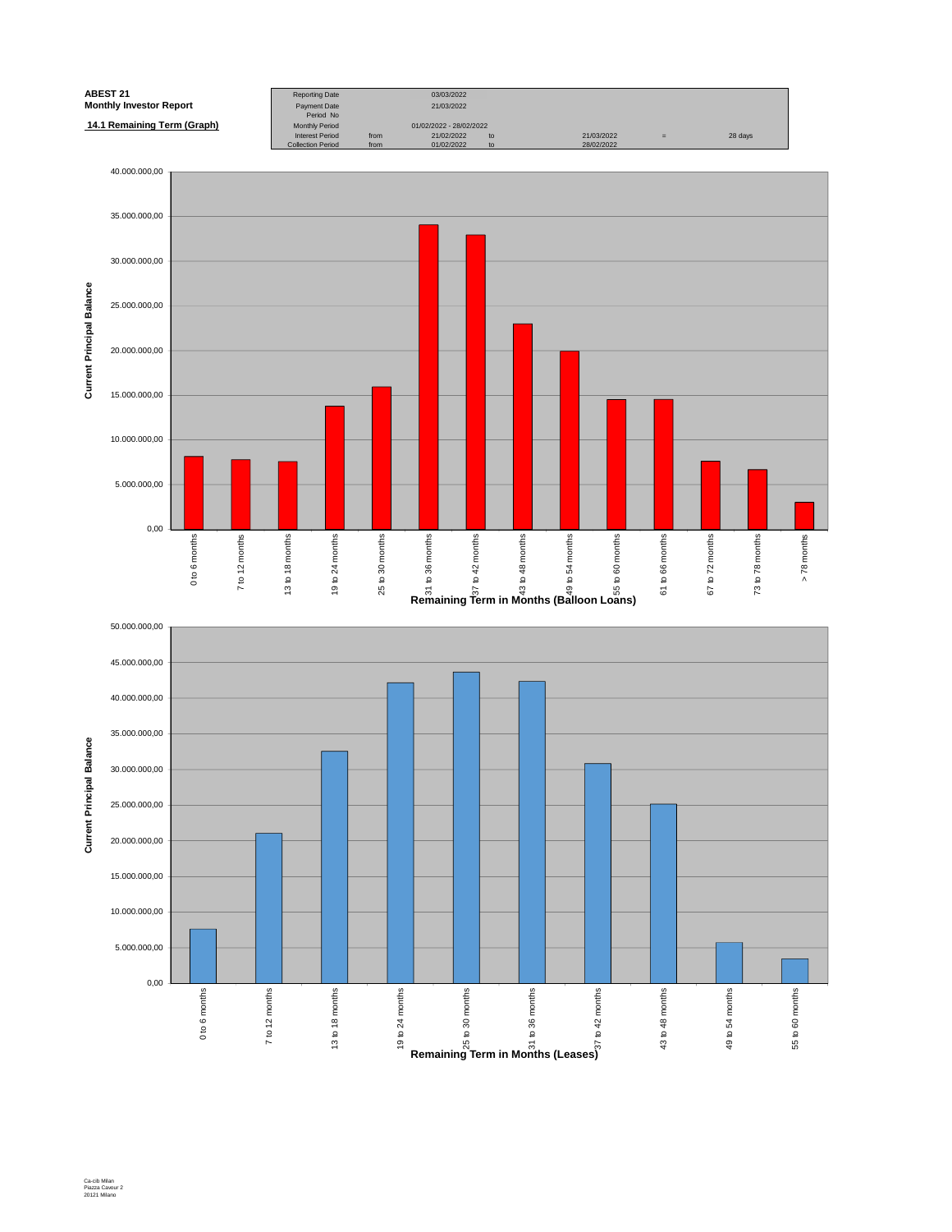**ABEST 21**
**Monthly Investor Report**

**14.1 Remaining Term (Graph)**

| | | | | | | | |
|---|---|---|---|---|---|---|---|
| Reporting Date | | 03/03/2022 | | | | | |
| Payment Date | | 21/03/2022 | | | | | |
| Period No | | | | | | | |
| Monthly Period | | 01/02/2022 - 28/02/2022 | | | | | |
| Interest Period | from | 21/02/2022 | to | 21/03/2022 | = | 28 days | |
| Collection Period | from | 01/02/2022 | to | 28/02/2022 | | | |

Current Principal Balance

Remaining Term in Months (Balloon Loans)

0 to 6 months, 7 to 12 months, 13 to 18 months, 19 to 24 months, 25 to 30 months, 31 to 36 months, 37 to 42 months, 43 to 48 months, 49 to 54 months, 55 to 60 months, 61 to 66 months, 67 to 72 months, 73 to 78 months, > 78 months

Current Principal Balance

Remaining Term in Months (Leases)

0 to 6 months, 7 to 12 months, 13 to 18 months, 19 to 24 months, 25 to 30 months, 31 to 36 months, 37 to 42 months, 43 to 48 months, 49 to 54 months, 55 to 60 months

Ca-cib Milan
Piazza Cavour 2
20121 Milano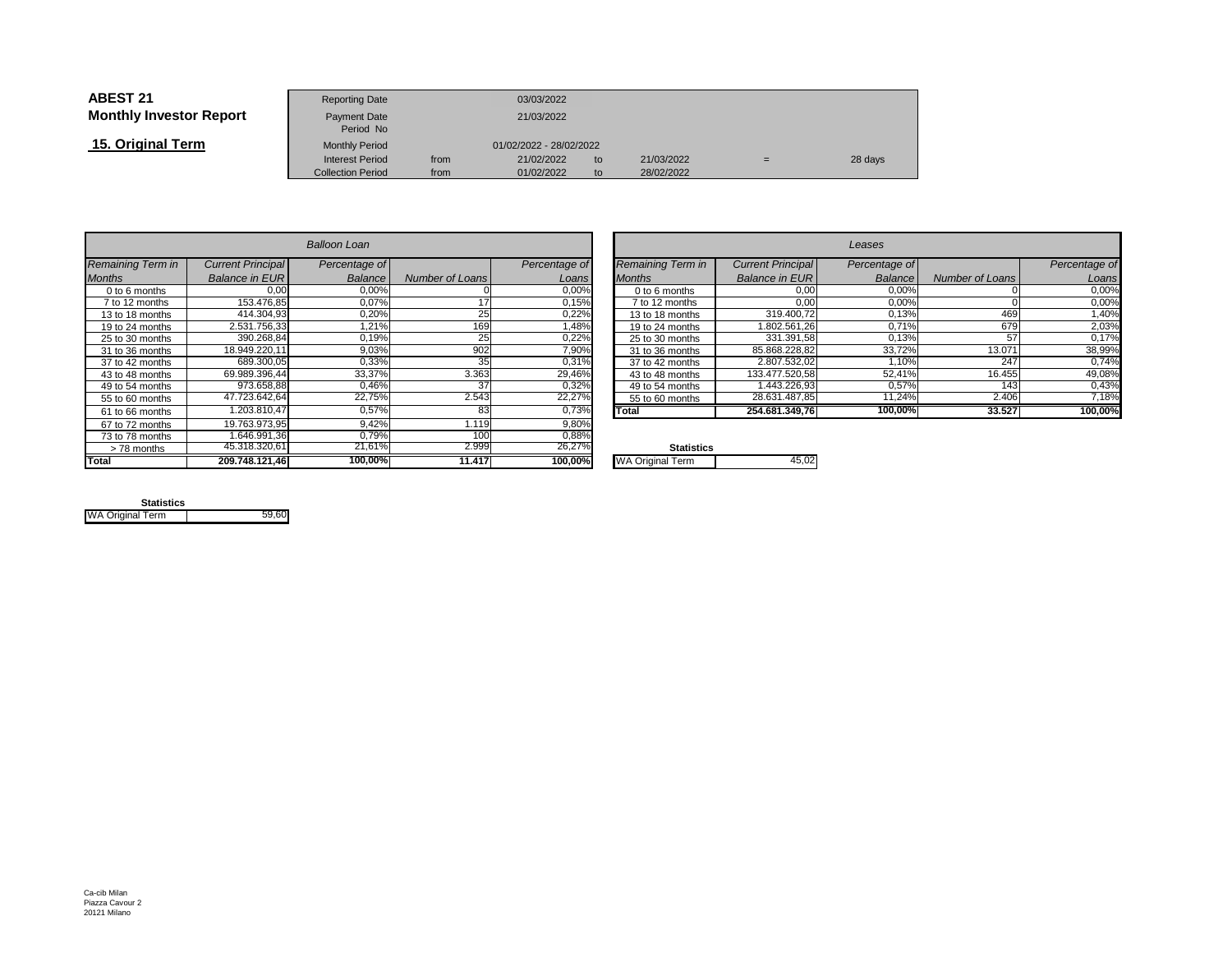# ABEST 21
## Monthly Investor Report

## 15. Original Term

| | | | | | | |
|---|---|---|---|---|---|---|
| Reporting Date | | 03/03/2022 | | | | |
| Payment Date | | 21/03/2022 | | | | |
| Period No | | | | | | |
| Monthly Period | | 01/02/2022 - 28/02/2022 | | | | |
| Interest Period | from | 21/02/2022 | to | 21/03/2022 | = | 28 days |
| Collection Period | from | 01/02/2022 | to | 28/02/2022 | | |

| *Balloon Loan* | | | | |
|---|---|---|---|---|
| *Remaining Term in Months* | *Current Principal Balance in EUR* | *Percentage of Balance* | *Number of Loans* | *Percentage of Loans* |
| 0 to 6 months | 0,00 | 0,00% | 0 | 0,00% |
| 7 to 12 months | 153.476,85 | 0,07% | 17 | 0,15% |
| 13 to 18 months | 414.304,93 | 0,20% | 25 | 0,22% |
| 19 to 24 months | 2.531.756,33 | 1,21% | 169 | 1,48% |
| 25 to 30 months | 390.268,84 | 0,19% | 25 | 0,22% |
| 31 to 36 months | 18.949.220,11 | 9,03% | 902 | 7,90% |
| 37 to 42 months | 689.300,05 | 0,33% | 35 | 0,31% |
| 43 to 48 months | 69.989.396,44 | 33,37% | 3.363 | 29,46% |
| 49 to 54 months | 973.658,88 | 0,46% | 37 | 0,32% |
| 55 to 60 months | 47.723.642,64 | 22,75% | 2.543 | 22,27% |
| 61 to 66 months | 1.203.810,47 | 0,57% | 83 | 0,73% |
| 67 to 72 months | 19.763.973,95 | 9,42% | 1.119 | 9,80% |
| 73 to 78 months | 1.646.991,36 | 0,79% | 100 | 0,88% |
| > 78 months | 45.318.320,61 | 21,61% | 2.999 | 26,27% |
| **Total** | **209.748.121,46** | **100,00%** | **11.417** | **100,00%** |

**Statistics**

| | |
|---|---|
| WA Original Term | 59,60 |

| *Leases* | | | | |
|---|---|---|---|---|
| *Remaining Term in Months* | *Current Principal Balance in EUR* | *Percentage of Balance* | *Number of Loans* | *Percentage of Loans* |
| 0 to 6 months | 0,00 | 0,00% | 0 | 0,00% |
| 7 to 12 months | 0,00 | 0,00% | 0 | 0,00% |
| 13 to 18 months | 319.400,72 | 0,13% | 469 | 1,40% |
| 19 to 24 months | 1.802.561,26 | 0,71% | 679 | 2,03% |
| 25 to 30 months | 331.391,58 | 0,13% | 57 | 0,17% |
| 31 to 36 months | 85.868.228,82 | 33,72% | 13.071 | 38,99% |
| 37 to 42 months | 2.807.532,02 | 1,10% | 247 | 0,74% |
| 43 to 48 months | 133.477.520,58 | 52,41% | 16.455 | 49,08% |
| 49 to 54 months | 1.443.226,93 | 0,57% | 143 | 0,43% |
| 55 to 60 months | 28.631.487,85 | 11,24% | 2.406 | 7,18% |
| **Total** | **254.681.349,76** | **100,00%** | **33.527** | **100,00%** |

**Statistics**

| | |
|---|---|
| WA Original Term | 45,02 |

Ca-cib Milan
Piazza Cavour 2
20121 Milano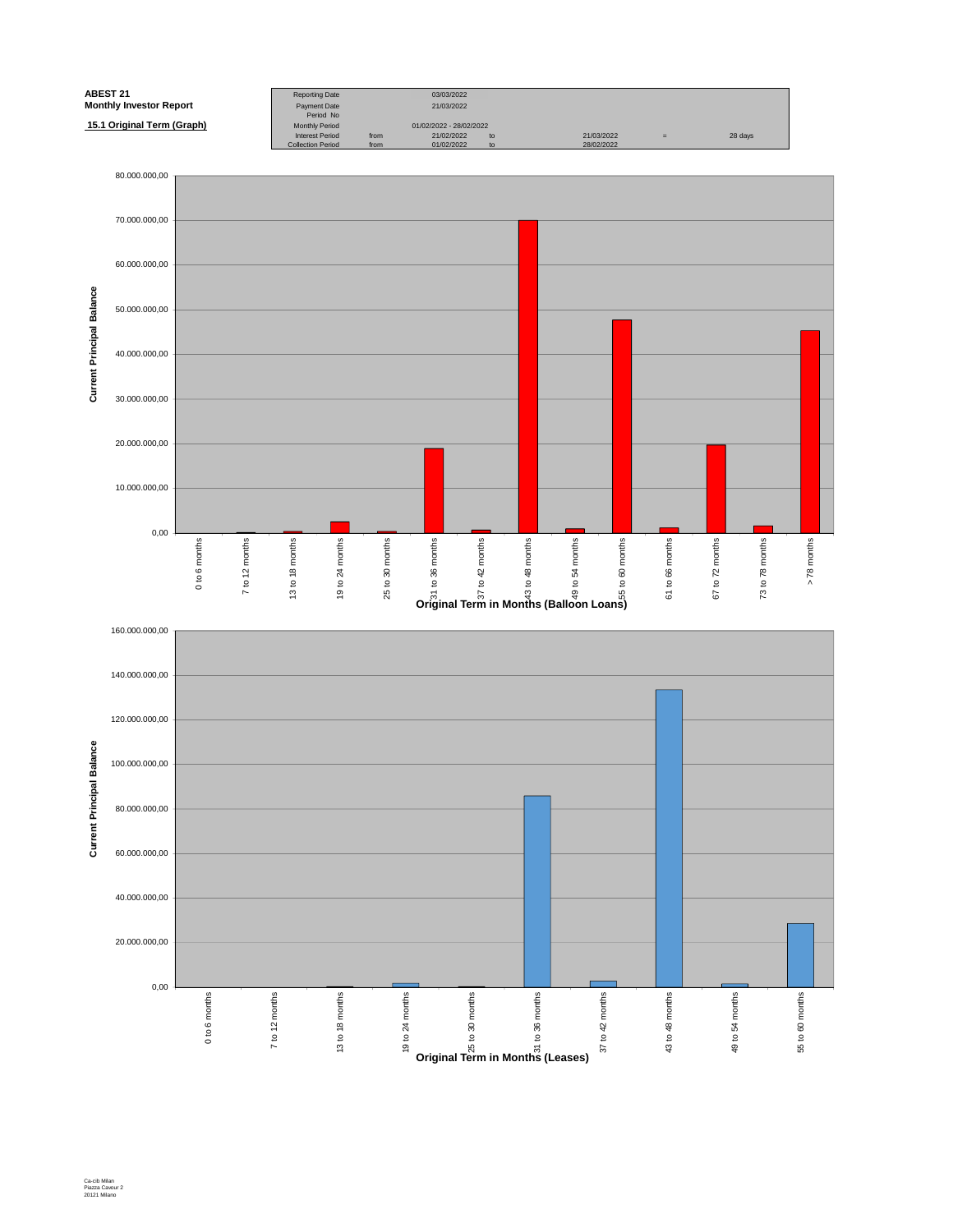**ABEST 21**
**Monthly Investor Report**

**15.1 Original Term (Graph)**

| Reporting Date | | 03/03/2022 | | | | |
|---|---|---|---|---|---|---|
| Payment Date | | 21/03/2022 | | | | |
| Period No | | | | | | |
| Monthly Period | | 01/02/2022 - 28/02/2022 | | | | |
| Interest Period | from | 21/02/2022 | to | 21/03/2022 | = | 28 days |
| Collection Period | from | 01/02/2022 | to | 28/02/2022 | | |

Current Principal Balance

Original Term in Months (Balloon Loans)

Current Principal Balance

Original Term in Months (Leases)

Ca-cib Milan
Piazza Cavour 2
20121 Milano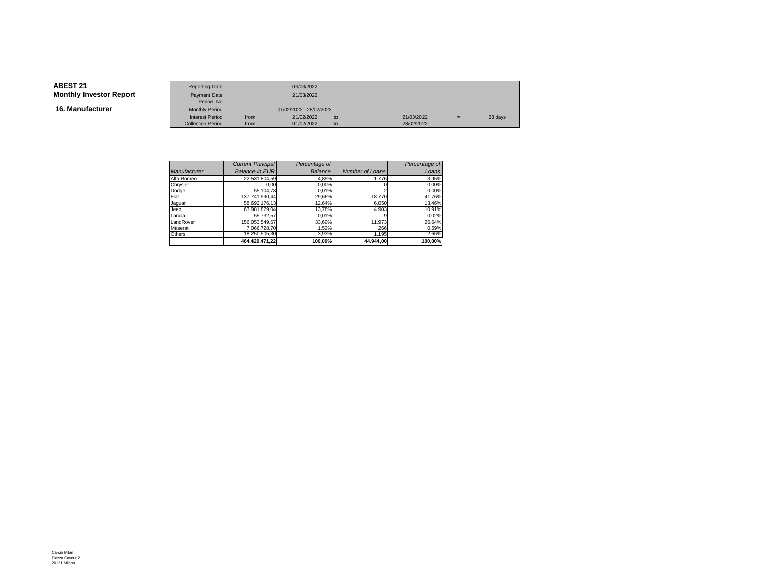**ABEST 21**
**Monthly Investor Report**

## 16. Manufacturer

| | | | | | | |
|---|---|---|---|---|---|---|
| Reporting Date | | 03/03/2022 | | | | |
| Payment Date | | 21/03/2022 | | | | |
| Period No | | | | | | |
| Monthly Period | | 01/02/2022 - 28/02/2022 | | | | |
| Interest Period | from | 21/02/2022 | to | 21/03/2022 | = | 28 days |
| Collection Period | from | 01/02/2022 | to | 28/02/2022 | | |

| *Manufacturer* | *Current Principal Balance in EUR* | *Percentage of Balance* | *Number of Loans* | *Percentage of Loans* |
|---|---|---|---|---|
| Alfa Romeo | 22.531.804,59 | 4,85% | 1.776 | 3,95% |
| Chrysler | 0,00 | 0,00% | 0 | 0,00% |
| Dodge | 55.104,78 | 0,01% | 2 | 0,00% |
| Fiat | 137.741.990,44 | 29,66% | 18.770 | 41,76% |
| Jaguar | 58.692.176,13 | 12,64% | 6.050 | 13,46% |
| Jeep | 63.981.879,04 | 13,78% | 4.903 | 10,91% |
| Lancia | 55.732,57 | 0,01% | 9 | 0,02% |
| LandRover | 156.053.549,67 | 33,60% | 11.973 | 26,64% |
| Maserati | 7.066.728,70 | 1,52% | 266 | 0,59% |
| Others | 18.250.505,30 | 3,93% | 1.195 | 2,66% |
| | **464.429.471,22** | **100,00%** | **44.944,00** | **100,00%** |

Ca-cib Milan
Piazza Cavour 2
20121 Milano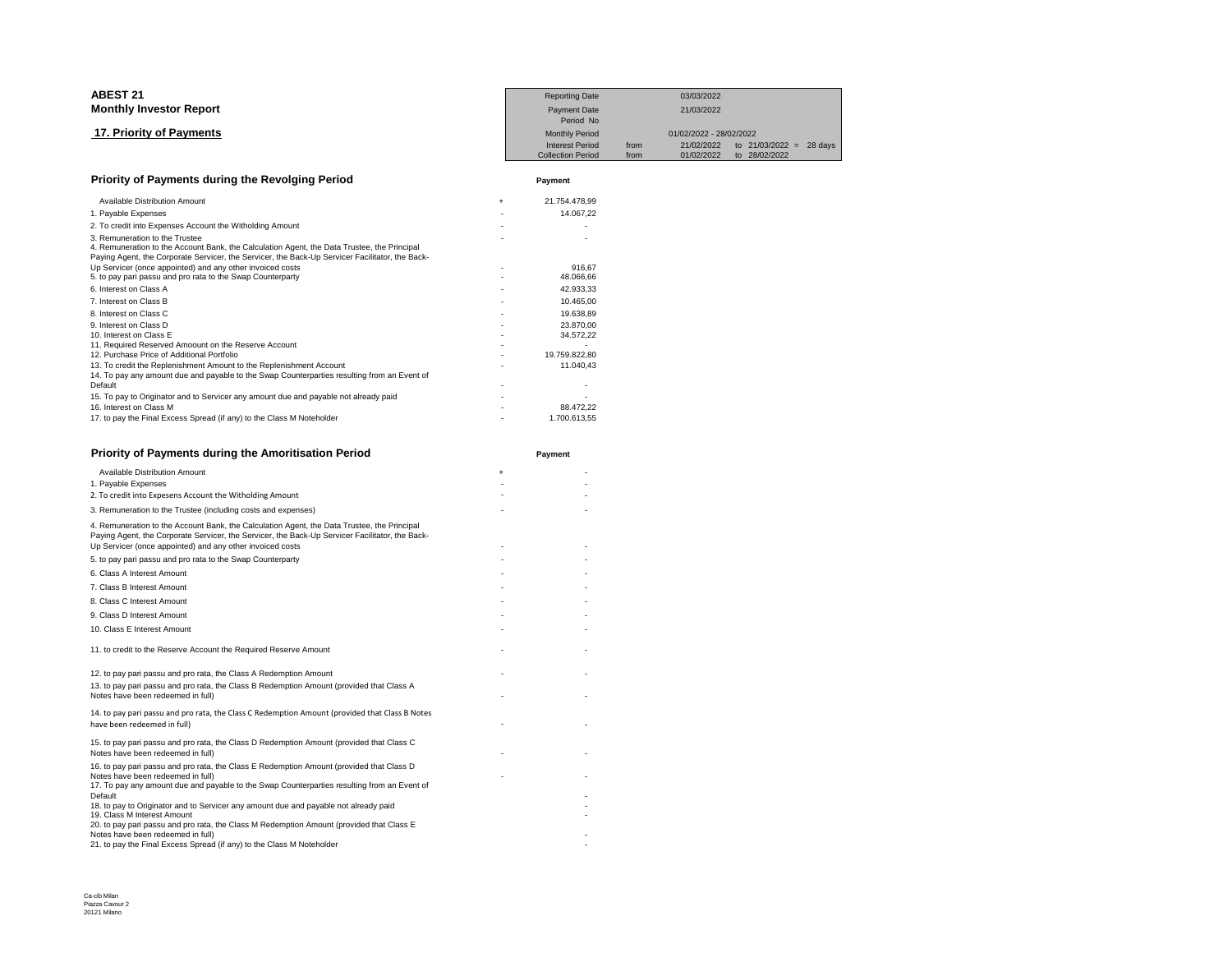# ABEST 21

## Monthly Investor Report

### 17. Priority of Payments

| | | | | |
|---|---|---|---|---|
| Reporting Date | | 03/03/2022 | | |
| Payment Date | | 21/03/2022 | | |
| Period No | | | | |
| Monthly Period | | 01/02/2022 - 28/02/2022 | | |
| Interest Period | from | 21/02/2022 | to 21/03/2022 = | 28 days |
| Collection Period | from | 01/02/2022 | to 28/02/2022 | |

### Priority of Payments during the Revolging Period

| | | Payment |
|---|---|---|
| Available Distribution Amount | + | 21.754.478,99 |
| 1. Payable Expenses | - | 14.067,22 |
| 2. To credit into Expenses Account the Witholding Amount | - | - |
| 3. Remuneration to the Trustee | - | - |
| 4. Remuneration to the Account Bank, the Calculation Agent, the Data Trustee, the Principal Paying Agent, the Corporate Servicer, the Servicer, the Back-Up Servicer Facilitator, the Back-Up Servicer (once appointed) and any other invoiced costs | - | 916,67 |
| 5. to pay pari passu and pro rata to the Swap Counterparty | - | 48.066,66 |
| 6. Interest on Class A | - | 42.933,33 |
| 7. Interest on Class B | - | 10.465,00 |
| 8. Interest on Class C | - | 19.638,89 |
| 9. Interest on Class D | - | 23.870,00 |
| 10. Interest on Class E | - | 34.572,22 |
| 11. Required Reserved Amoount on the Reserve Account | - | |
| 12. Purchase Price of Additional Portfolio | - | 19.759.822,80 |
| 13. To credit the Replenishment Amount to the Replenishment Account | - | 11.040,43 |
| 14. To pay any amount due and payable to the Swap Counterparties resulting from an Event of Default | - | - |
| 15. To pay to Originator and to Servicer any amount due and payable not already paid | - | - |
| 16. Interest on Class M | - | 88.472,22 |
| 17. to pay the Final Excess Spread (if any) to the Class M Noteholder | - | 1.700.613,55 |

### Priority of Payments during the Amoritisation Period

| | | Payment |
|---|---|---|
| Available Distribution Amount | + | - |
| 1. Payable Expenses | - | - |
| 2. To credit into Expesens Account the Witholding Amount | - | - |
| 3. Remuneration to the Trustee (including costs and expenses) | - | - |
| 4. Remuneration to the Account Bank, the Calculation Agent, the Data Trustee, the Principal Paying Agent, the Corporate Servicer, the Servicer, the Back-Up Servicer Facilitator, the Back-Up Servicer (once appointed) and any other invoiced costs | - | - |
| 5. to pay pari passu and pro rata to the Swap Counterparty | - | - |
| 6. Class A Interest Amount | - | - |
| 7. Class B Interest Amount | - | - |
| 8. Class C Interest Amount | - | - |
| 9. Class D Interest Amount | - | - |
| 10. Class E Interest Amount | - | - |
| 11. to credit to the Reserve Account the Required Reserve Amount | - | - |
| 12. to pay pari passu and pro rata, the Class A Redemption Amount | - | - |
| 13. to pay pari passu and pro rata, the Class B Redemption Amount (provided that Class A Notes have been redeemed in full) | - | - |
| 14. to pay pari passu and pro rata, the Class C Redemption Amount (provided that Class B Notes have been redeemed in full) | - | - |
| 15. to pay pari passu and pro rata, the Class D Redemption Amount (provided that Class C Notes have been redeemed in full) | - | - |
| 16. to pay pari passu and pro rata, the Class E Redemption Amount (provided that Class D Notes have been redeemed in full) | - | - |
| 17. To pay any amount due and payable to the Swap Counterparties resulting from an Event of Default | | - |
| 18. to pay to Originator and to Servicer any amount due and payable not already paid | | - |
| 19. Class M Interest Amount | | - |
| 20. to pay pari passu and pro rata, the Class M Redemption Amount (provided that Class E Notes have been redeemed in full) | | - |
| 21. to pay the Final Excess Spread (if any) to the Class M Noteholder | | - |

Ca-cib Milan
Piazza Cavour 2
20121 Milano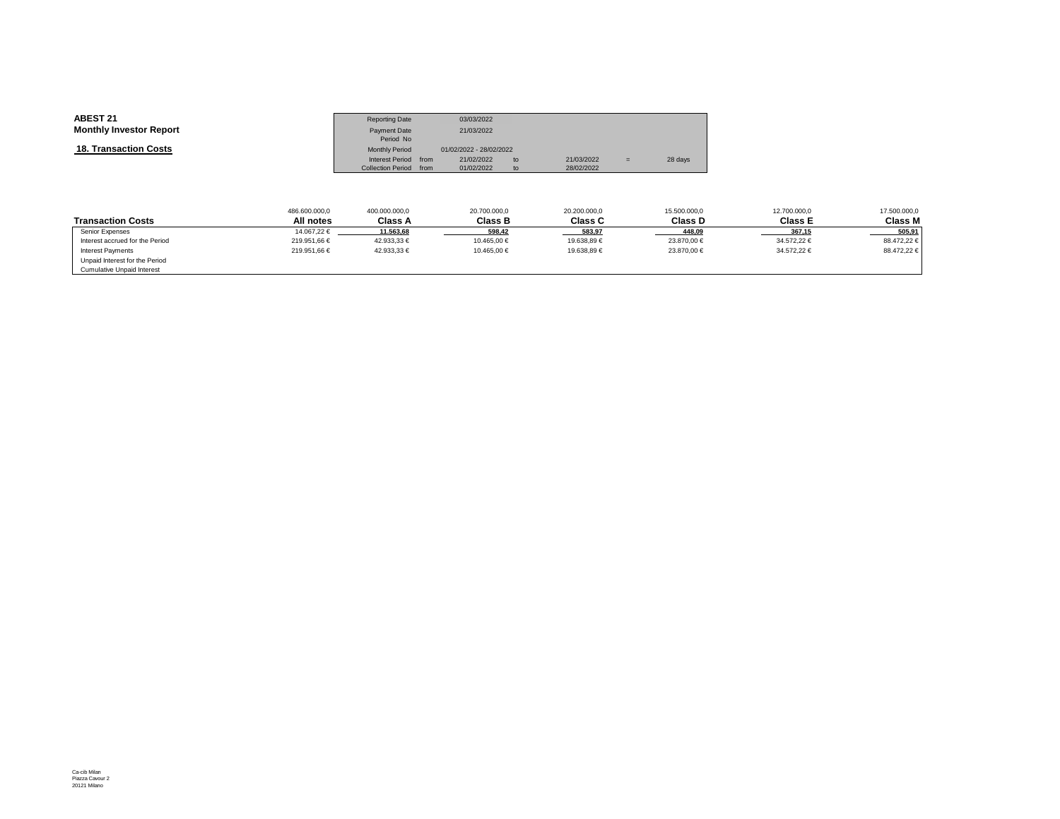**ABEST 21**
**Monthly Investor Report**

## 18. Transaction Costs

| Reporting Date | | 03/03/2022 | | | | |
|---|---|---|---|---|---|---|
| Payment Date | | 21/03/2022 | | | | |
| Period No | | | | | | |
| Monthly Period | | 01/02/2022 - 28/02/2022 | | | | |
| Interest Period | from | 21/02/2022 | to | 21/03/2022 | = | 28 days |
| Collection Period | from | 01/02/2022 | to | 28/02/2022 | | |

| | 486.600.000,0 | 400.000.000,0 | 20.700.000,0 | 20.200.000,0 | 15.500.000,0 | 12.700.000,0 | 17.500.000,0 |
|---|---|---|---|---|---|---|---|
| **Transaction Costs** | **All notes** | **Class A** | **Class B** | **Class C** | **Class D** | **Class E** | **Class M** |
| Senior Expenses | 14.067,22 € | 11.563,68 | 598,42 | 583,97 | 448,09 | 367,15 | 505,91 |
| Interest accrued for the Period | 219.951,66 € | 42.933,33 € | 10.465,00 € | 19.638,89 € | 23.870,00 € | 34.572,22 € | 88.472,22 € |
| Interest Payments | 219.951,66 € | 42.933,33 € | 10.465,00 € | 19.638,89 € | 23.870,00 € | 34.572,22 € | 88.472,22 € |
| Unpaid Interest for the Period | | | | | | | |
| Cumulative Unpaid Interest | | | | | | | |

Ca-cib Milan
Piazza Cavour 2
20121 Milano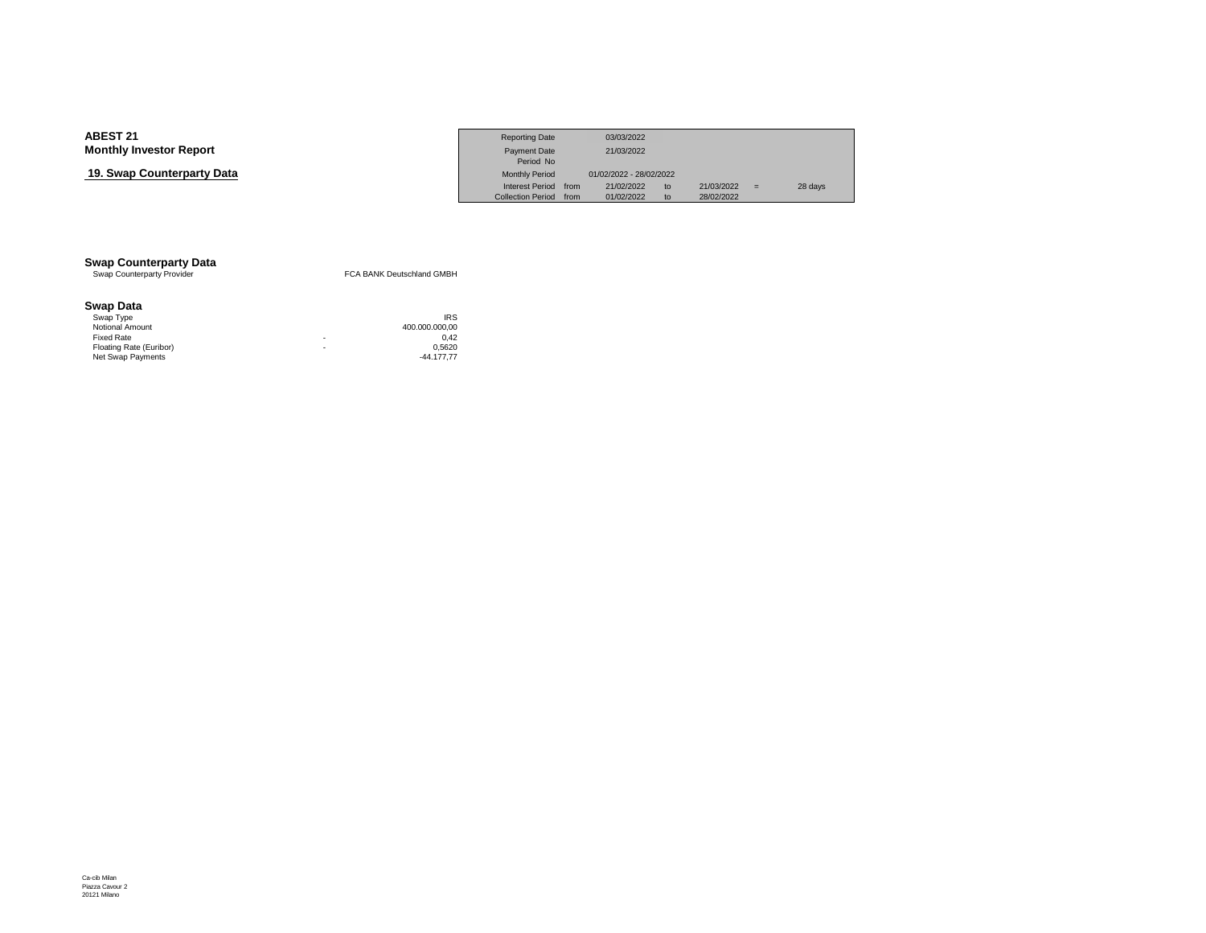**ABEST 21**
**Monthly Investor Report**

## 19. Swap Counterparty Data

| | | | | | | |
|---|---|---|---|---|---|---|
| Reporting Date | | 03/03/2022 | | | | |
| Payment Date | | 21/03/2022 | | | | |
| Period No | | | | | | |
| Monthly Period | | 01/02/2022 - 28/02/2022 | | | | |
| Interest Period | from | 21/02/2022 | to | 21/03/2022 | = | 28 days |
| Collection Period | from | 01/02/2022 | to | 28/02/2022 | | |

### Swap Counterparty Data

| | |
|---|---|
| Swap Counterparty Provider | FCA BANK Deutschland GMBH |

### Swap Data

| | | |
|---|---|---|
| Swap Type | | IRS |
| Notional Amount | | 400.000.000,00 |
| Fixed Rate | - | 0,42 |
| Floating Rate (Euribor) | - | 0,5620 |
| Net Swap Payments | | -44.177,77 |

Ca-cib Milan
Piazza Cavour 2
20121 Milano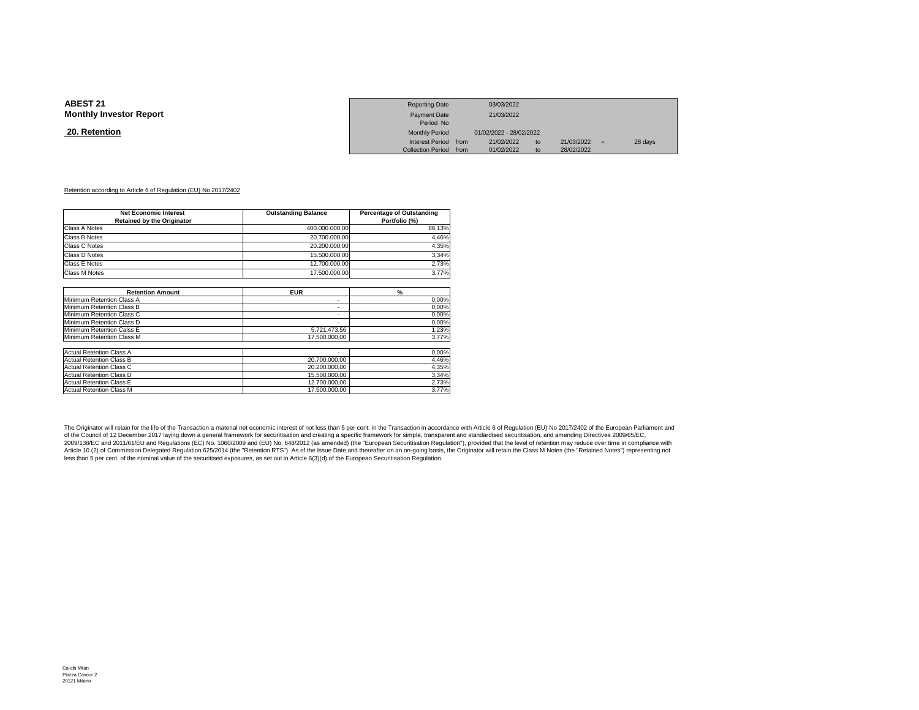**ABEST 21**
**Monthly Investor Report**

## 20. Retention

| | | | | | | |
|---|---|---|---|---|---|---|
| Reporting Date | | 03/03/2022 | | | | |
| Payment Date | | 21/03/2022 | | | | |
| Period No | | | | | | |
| Monthly Period | | 01/02/2022 - 28/02/2022 | | | | |
| Interest Period | from | 21/02/2022 | to | 21/03/2022 | = | 28 days |
| Collection Period | from | 01/02/2022 | to | 28/02/2022 | | |

Retention according to Article 6 of Regulation (EU) No 2017/2402

| Net Economic Interest Retained by the Originator | Outstanding Balance | Percentage of Outstanding Portfolio (%) |
|---|---|---|
| Class A Notes | 400.000.000,00 | 86,13% |
| Class B Notes | 20.700.000,00 | 4,46% |
| Class C Notes | 20.200.000,00 | 4,35% |
| Class D Notes | 15.500.000,00 | 3,34% |
| Class E Notes | 12.700.000,00 | 2,73% |
| Class M Notes | 17.500.000,00 | 3,77% |

| Retention Amount | EUR | % |
|---|---|---|
| Minimum Retention Class A | - | 0,00% |
| Minimum Retention Class B | - | 0,00% |
| Minimum Retention Class C | - | 0,00% |
| Minimum Retention Class D | - | 0,00% |
| Minimum Retention Calss E | 5.721.473,56 | 1,23% |
| Minimum Retention Class M | 17.500.000,00 | 3,77% |
| | | |
| Actual Retention Class A | - | 0,00% |
| Actual Retention Class B | 20.700.000,00 | 4,46% |
| Actual Retention Class C | 20.200.000,00 | 4,35% |
| Actual Retention Class D | 15.500.000,00 | 3,34% |
| Actual Retention Class E | 12.700.000,00 | 2,73% |
| Actual Retention Class M | 17.500.000,00 | 3,77% |

The Originator will retain for the life of the Transaction a material net economic interest of not less than 5 per cent. in the Transaction in accordance with Article 6 of Regulation (EU) No 2017/2402 of the European Parliament and of the Council of 12 December 2017 laying down a general framework for securitisation and creating a specific framework for simple, transparent and standardised securitisation, and amending Directives 2009/65/EC, 2009/138/EC and 2011/61/EU and Regulations (EC) No. 1060/2009 and (EU) No. 648/2012 (as amended) (the "European Securitisation Regulation"), provided that the level of retention may reduce over time in compliance with Article 10 (2) of Commission Delegated Regulation 625/2014 (the "Retention RTS"). As of the Issue Date and thereafter on an on-going basis, the Originator will retain the Class M Notes (the "Retained Notes") representing not less than 5 per cent. of the nominal value of the securitised exposures, as set out in Article 6(3)(d) of the European Securitisation Regulation.

Ca-cib Milan
Piazza Cavour 2
20121 Milano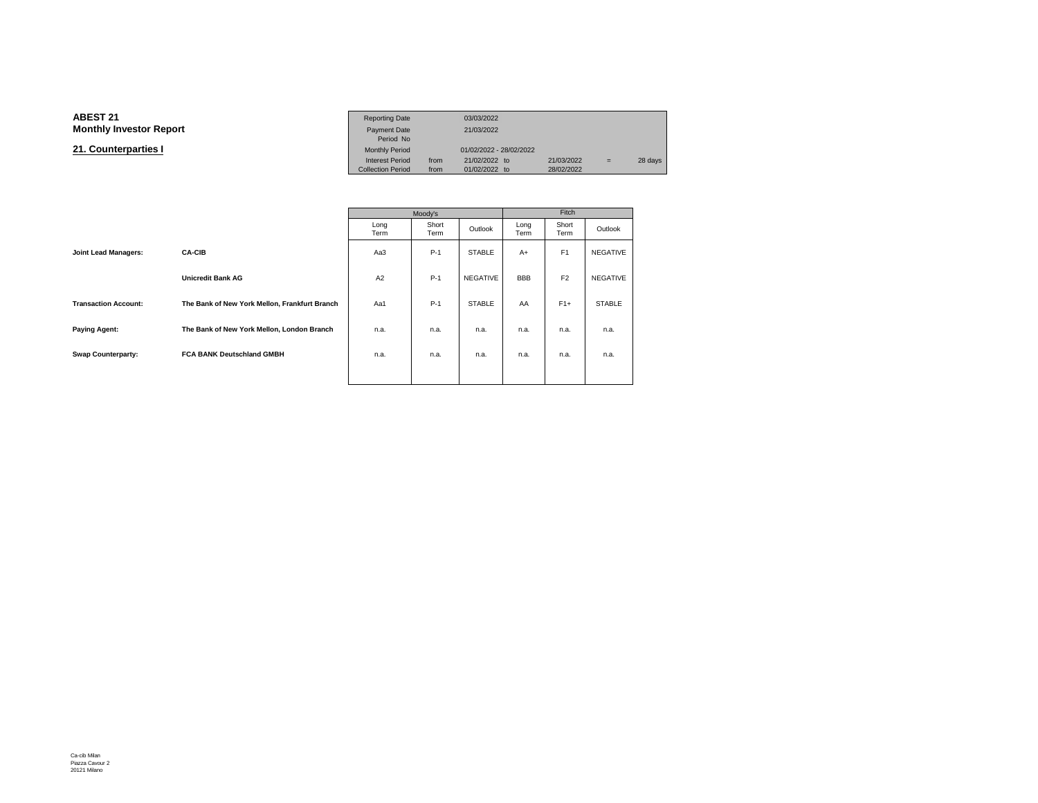**ABEST 21**
**Monthly Investor Report**

## 21. Counterparties I

| | | | | | |
|---|---|---|---|---|---|
| Reporting Date | | 03/03/2022 | | | |
| Payment Date | | 21/03/2022 | | | |
| Period No | | | | | |
| Monthly Period | | 01/02/2022 - 28/02/2022 | | | |
| Interest Period | from | 21/02/2022 to | 21/03/2022 | = | 28 days |
| Collection Period | from | 01/02/2022 to | 28/02/2022 | | |

| | | Moody's | | | Fitch | | |
|---|---|---|---|---|---|---|---|
| | | Long Term | Short Term | Outlook | Long Term | Short Term | Outlook |
| **Joint Lead Managers:** | **CA-CIB** | Aa3 | P-1 | STABLE | A+ | F1 | NEGATIVE |
| | **Unicredit Bank AG** | A2 | P-1 | NEGATIVE | BBB | F2 | NEGATIVE |
| **Transaction Account:** | **The Bank of New York Mellon, Frankfurt Branch** | Aa1 | P-1 | STABLE | AA | F1+ | STABLE |
| **Paying Agent:** | **The Bank of New York Mellon, London Branch** | n.a. | n.a. | n.a. | n.a. | n.a. | n.a. |
| **Swap Counterparty:** | **FCA BANK Deutschland GMBH** | n.a. | n.a. | n.a. | n.a. | n.a. | n.a. |

Ca-cib Milan
Piazza Cavour 2
20121 Milano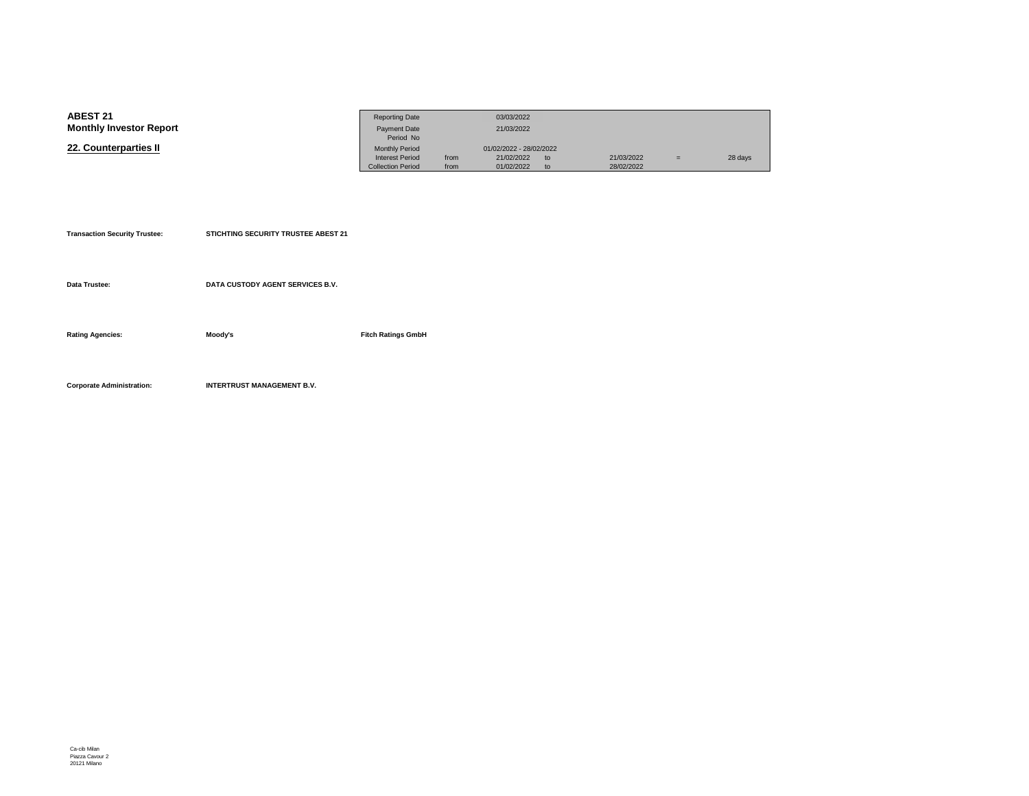**ABEST 21**
**Monthly Investor Report**

## 22. Counterparties II

| | | | | | | |
|---|---|---|---|---|---|---|
| Reporting Date | | 03/03/2022 | | | | |
| Payment Date | | 21/03/2022 | | | | |
| Period No | | | | | | |
| Monthly Period | | 01/02/2022 - 28/02/2022 | | | | |
| Interest Period | from | 21/02/2022 | to | 21/03/2022 | = | 28 days |
| Collection Period | from | 01/02/2022 | to | 28/02/2022 | | |

**Transaction Security Trustee:** **STICHTING SECURITY TRUSTEE ABEST 21**

**Data Trustee:** **DATA CUSTODY AGENT SERVICES B.V.**

**Rating Agencies:** **Moody's** **Fitch Ratings GmbH**

**Corporate Administration:** **INTERTRUST MANAGEMENT B.V.**

Ca-cib Milan
Piazza Cavour 2
20121 Milano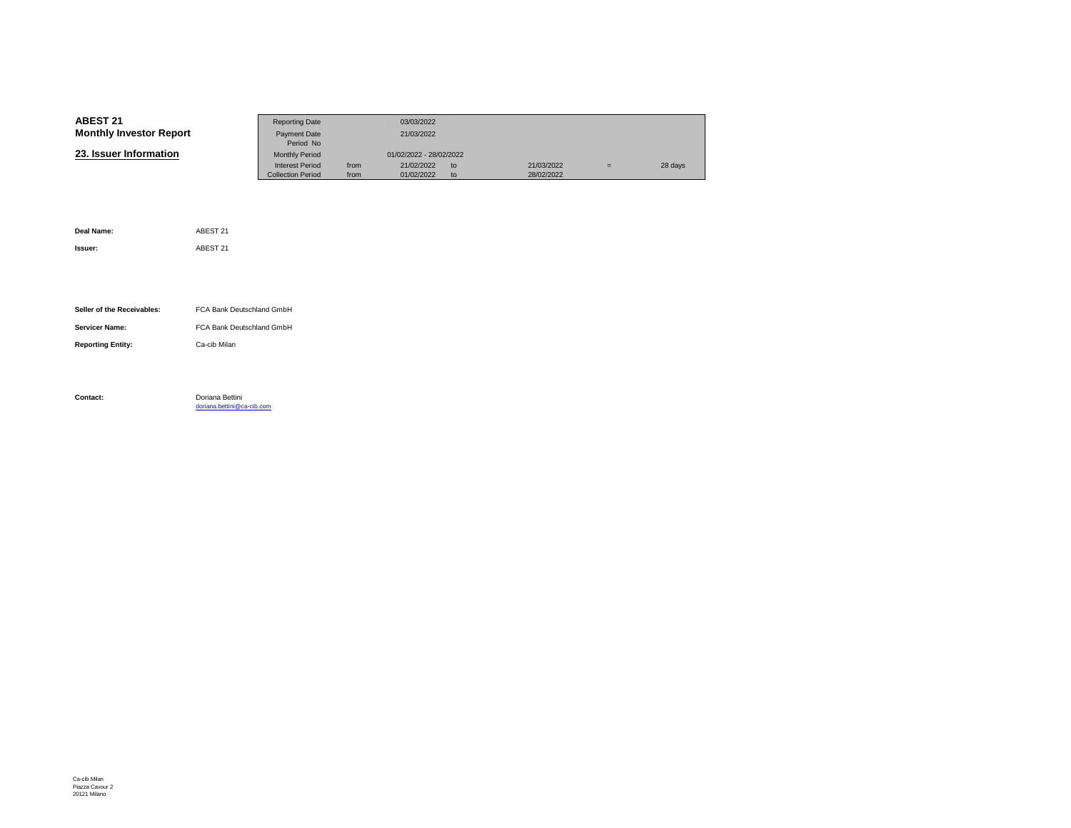**ABEST 21**
**Monthly Investor Report**

## 23. Issuer Information

| Reporting Date | | 03/03/2022 | | | | |
|---|---|---|---|---|---|---|
| Payment Date | | 21/03/2022 | | | | |
| Period No | | | | | | |
| Monthly Period | | 01/02/2022 - 28/02/2022 | | | | |
| Interest Period | from | 21/02/2022 | to | 21/03/2022 | = | 28 days |
| Collection Period | from | 01/02/2022 | to | 28/02/2022 | | |

**Deal Name:** ABEST 21

**Issuer:** ABEST 21

**Seller of the Receivables:** FCA Bank Deutschland GmbH

**Servicer Name:** FCA Bank Deutschland GmbH

**Reporting Entity:** Ca-cib Milan

**Contact:** Doriana Bettini
doriana.bettini@ca-cib.com

Ca-cib Milan
Piazza Cavour 2
20121 Milano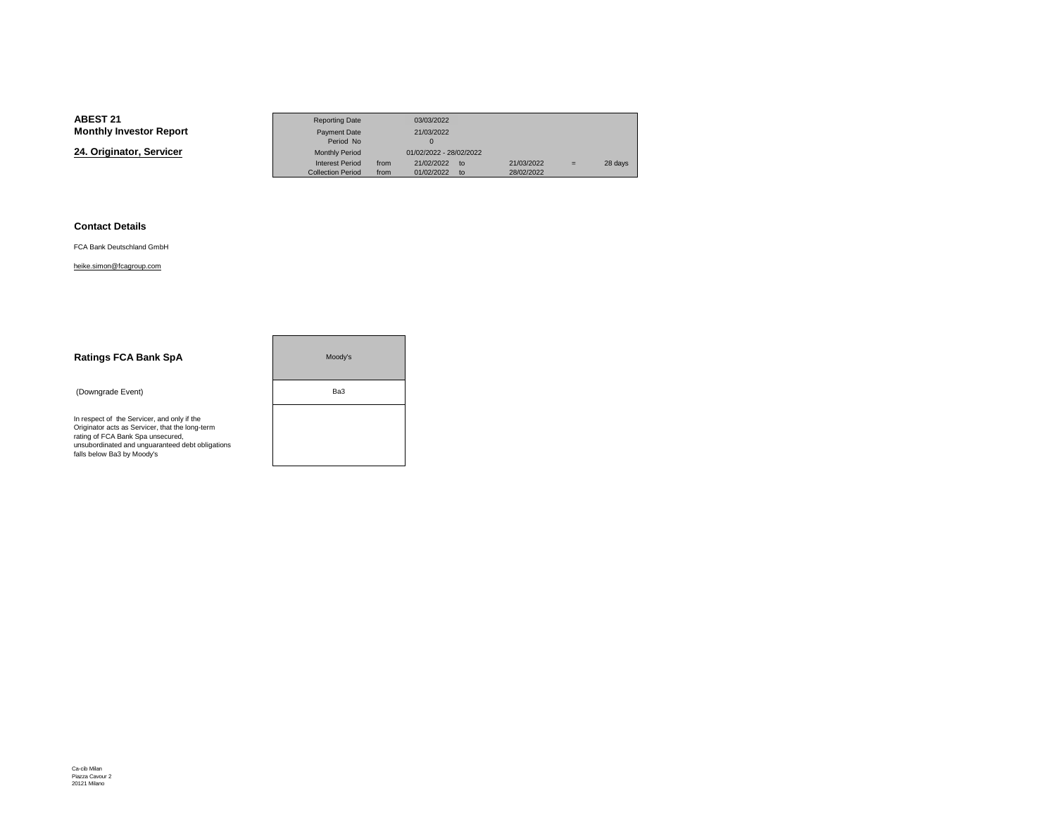**ABEST 21**
**Monthly Investor Report**

## 24. Originator, Servicer

| | | | | | | |
|---|---|---|---|---|---|---|
| Reporting Date | | 03/03/2022 | | | | |
| Payment Date | | 21/03/2022 | | | | |
| Period No | | 0 | | | | |
| Monthly Period | | 01/02/2022 - 28/02/2022 | | | | |
| Interest Period | from | 21/02/2022 | to | 21/03/2022 | = | 28 days |
| Collection Period | from | 01/02/2022 | to | 28/02/2022 | | |

### Contact Details

FCA Bank Deutschland GmbH

heike.simon@fcagroup.com

### Ratings FCA Bank SpA

| | Moody's |
|---|---|
| (Downgrade Event) | Ba3 |
| In respect of the Servicer, and only if the Originator acts as Servicer, that the long-term rating of FCA Bank Spa unsecured, unsubordinated and unguaranteed debt obligations falls below Ba3 by Moody's | |

Ca-cib Milan
Piazza Cavour 2
20121 Milano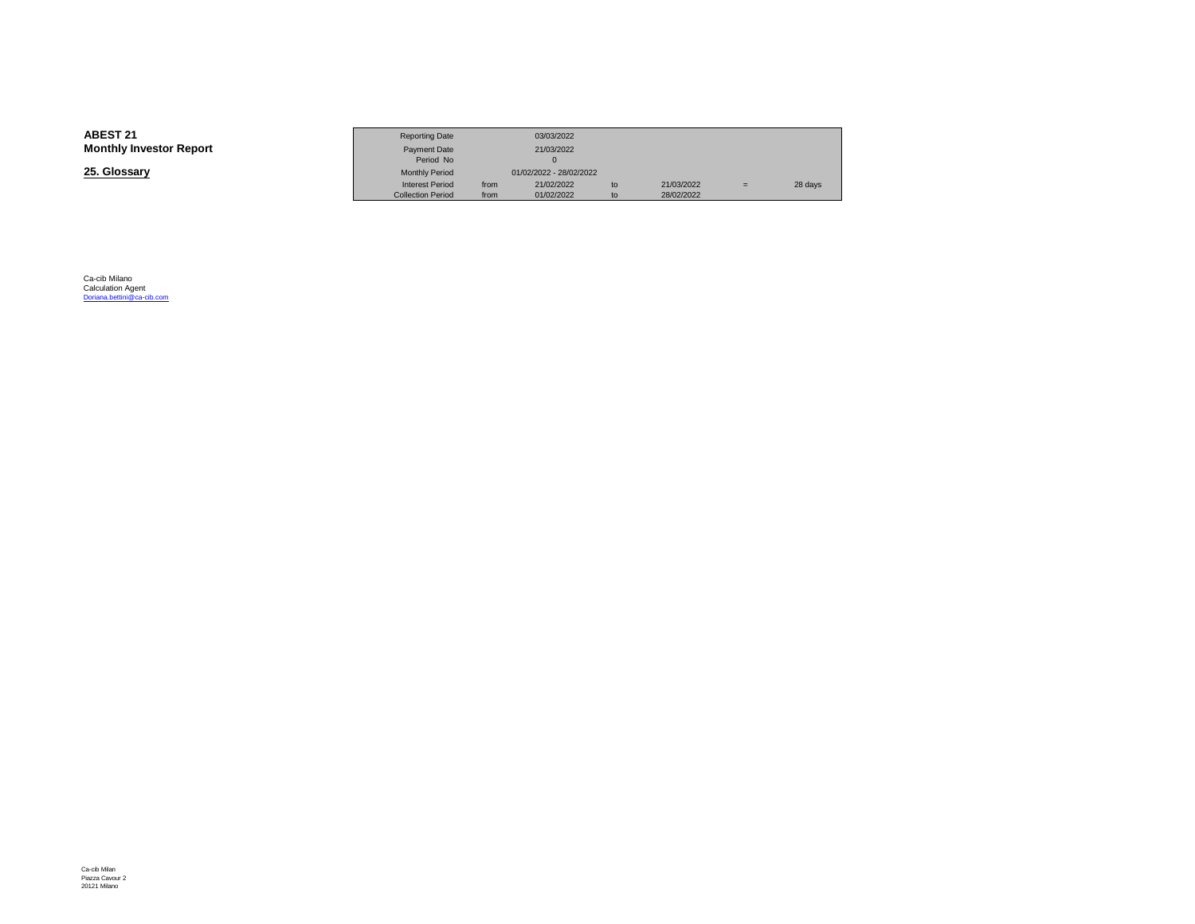**ABEST 21**
**Monthly Investor Report**

## 25. Glossary

| | | | | | | |
|---|---|---|---|---|---|---|
| Reporting Date | | 03/03/2022 | | | | |
| Payment Date | | 21/03/2022 | | | | |
| Period No | | 0 | | | | |
| Monthly Period | | 01/02/2022 - 28/02/2022 | | | | |
| Interest Period | from | 21/02/2022 | to | 21/03/2022 | = | 28 days |
| Collection Period | from | 01/02/2022 | to | 28/02/2022 | | |

Ca-cib Milano
Calculation Agent
Doriana.bettini@ca-cib.com

Ca-cib Milan
Piazza Cavour 2
20121 Milano